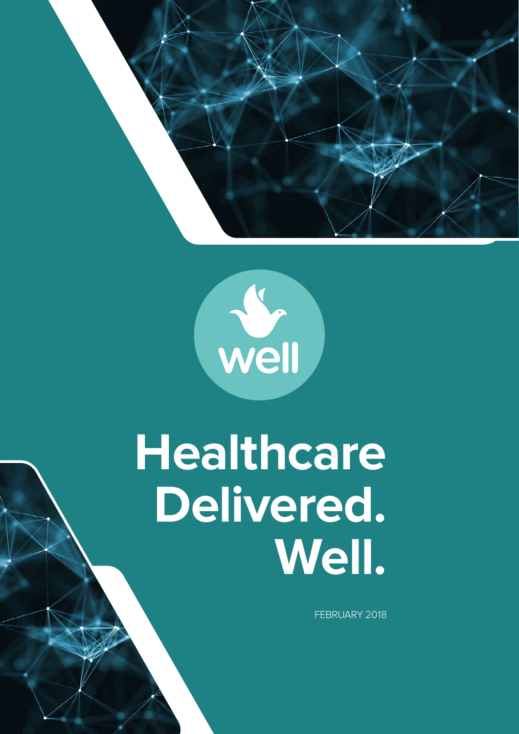well

# Healthcare Delivered. Well.

FEBRUARY 2018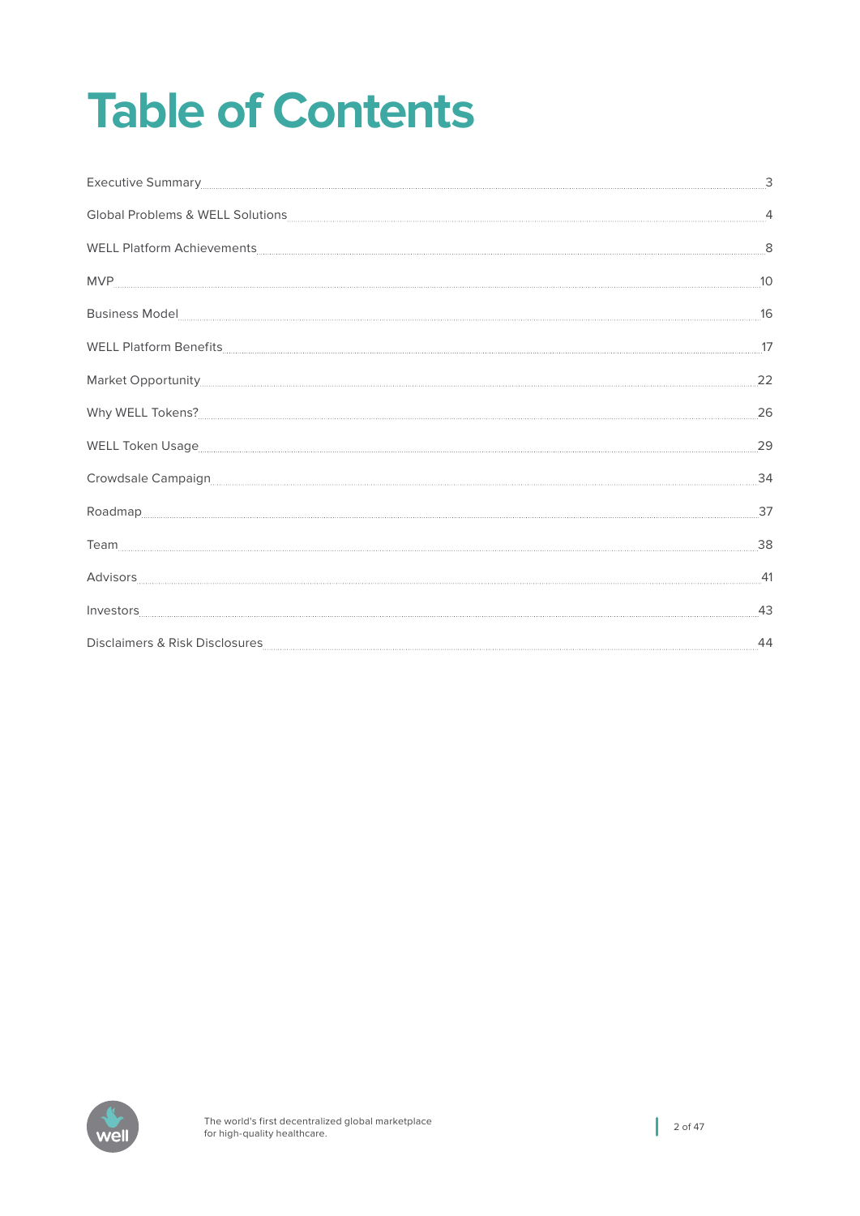# Table of Contents

| | |
|---|---|
| Executive Summary | 3 |
| Global Problems & WELL Solutions | 4 |
| WELL Platform Achievements | 8 |
| MVP | 10 |
| Business Model | 16 |
| WELL Platform Benefits | 17 |
| Market Opportunity | 22 |
| Why WELL Tokens? | 26 |
| WELL Token Usage | 29 |
| Crowdsale Campaign | 34 |
| Roadmap | 37 |
| Team | 38 |
| Advisors | 41 |
| Investors | 43 |
| Disclaimers & Risk Disclosures | 44 |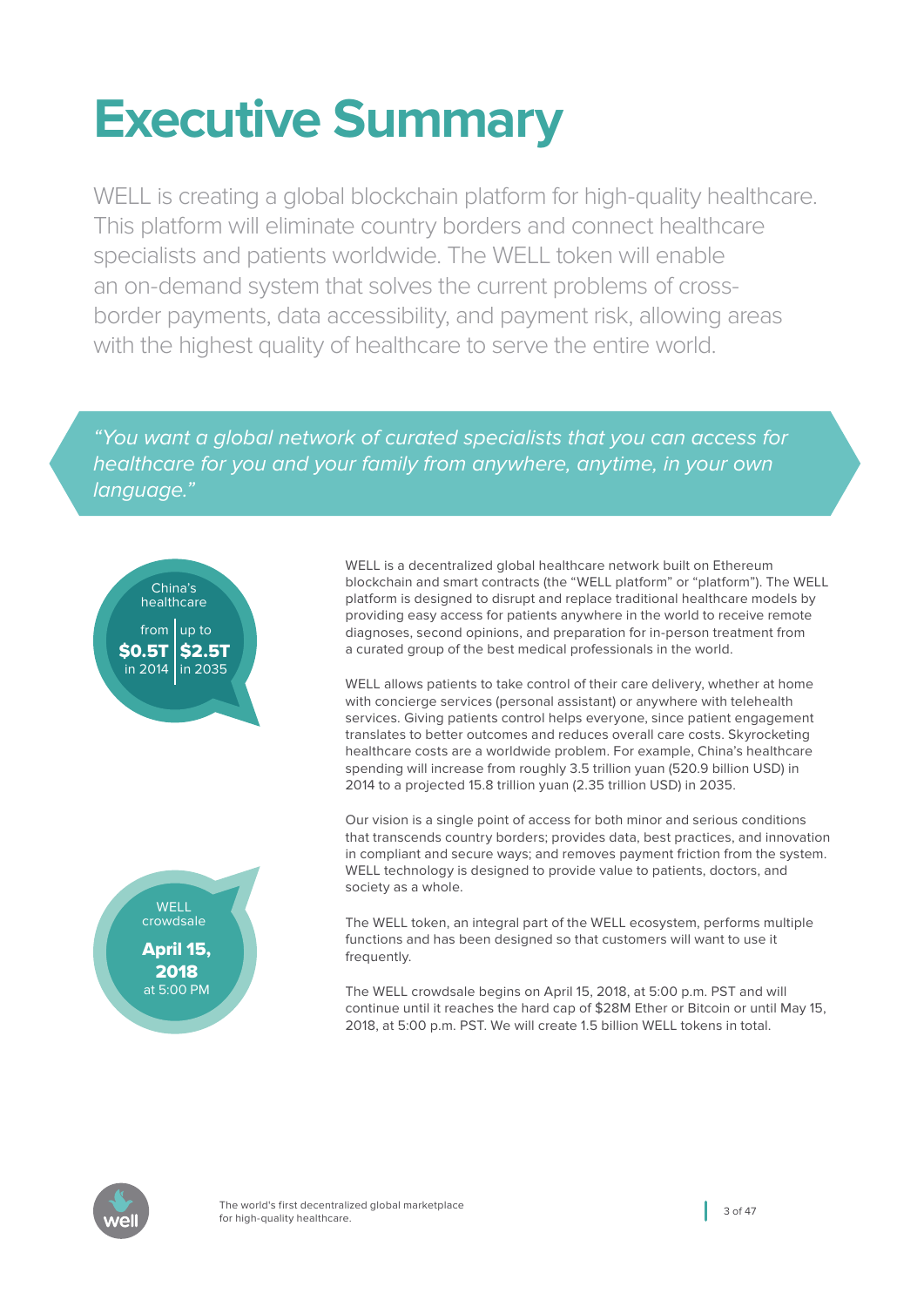# Executive Summary

WELL is creating a global blockchain platform for high-quality healthcare. This platform will eliminate country borders and connect healthcare specialists and patients worldwide. The WELL token will enable an on-demand system that solves the current problems of cross-border payments, data accessibility, and payment risk, allowing areas with the highest quality of healthcare to serve the entire world.

*"You want a global network of curated specialists that you can access for healthcare for you and your family from anywhere, anytime, in your own language."*

China's healthcare
from **$0.5T** in 2014 | up to **$2.5T** in 2035

WELL is a decentralized global healthcare network built on Ethereum blockchain and smart contracts (the "WELL platform" or "platform"). The WELL platform is designed to disrupt and replace traditional healthcare models by providing easy access for patients anywhere in the world to receive remote diagnoses, second opinions, and preparation for in-person treatment from a curated group of the best medical professionals in the world.

WELL allows patients to take control of their care delivery, whether at home with concierge services (personal assistant) or anywhere with telehealth services. Giving patients control helps everyone, since patient engagement translates to better outcomes and reduces overall care costs. Skyrocketing healthcare costs are a worldwide problem. For example, China's healthcare spending will increase from roughly 3.5 trillion yuan (520.9 billion USD) in 2014 to a projected 15.8 trillion yuan (2.35 trillion USD) in 2035.

Our vision is a single point of access for both minor and serious conditions that transcends country borders; provides data, best practices, and innovation in compliant and secure ways; and removes payment friction from the system. WELL technology is designed to provide value to patients, doctors, and society as a whole.

WELL crowdsale
**April 15, 2018**
at 5:00 PM

The WELL token, an integral part of the WELL ecosystem, performs multiple functions and has been designed so that customers will want to use it frequently.

The WELL crowdsale begins on April 15, 2018, at 5:00 p.m. PST and will continue until it reaches the hard cap of $28M Ether or Bitcoin or until May 15, 2018, at 5:00 p.m. PST. We will create 1.5 billion WELL tokens in total.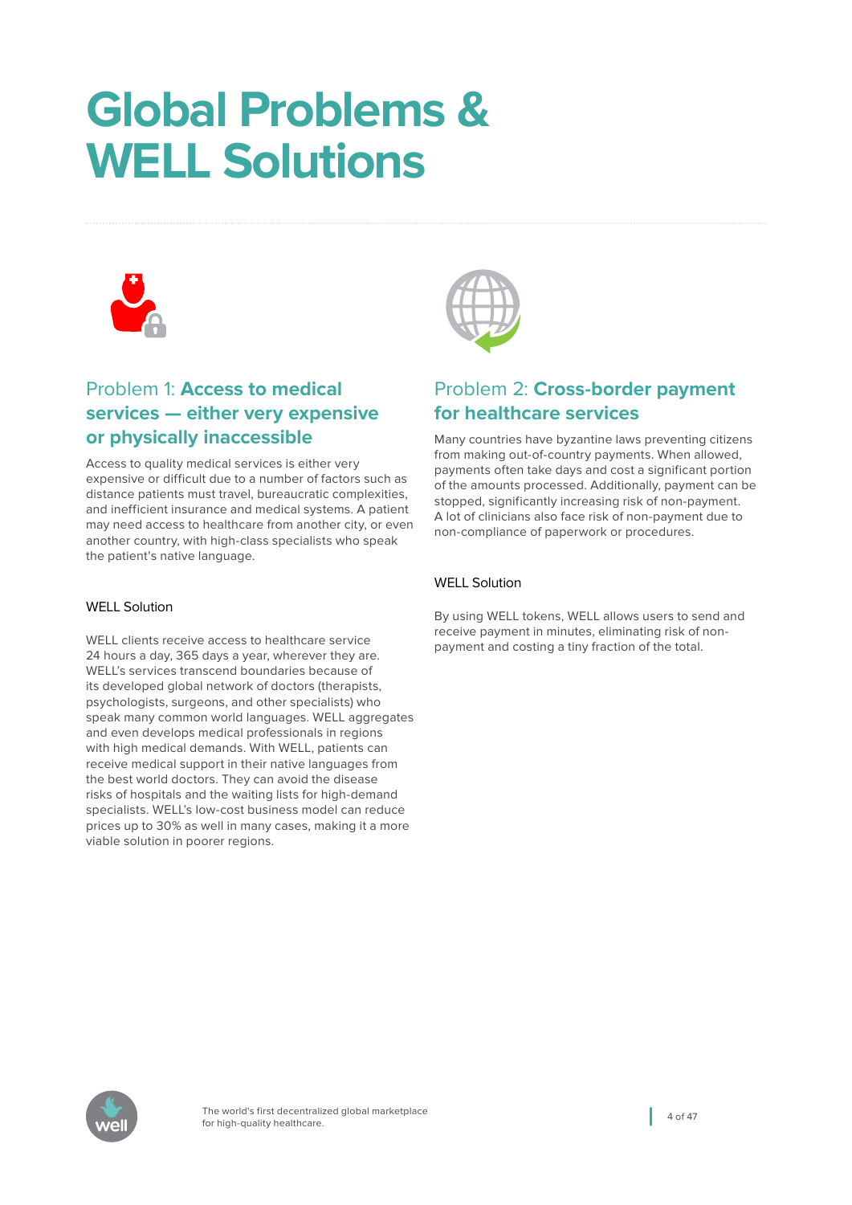# Global Problems & WELL Solutions

## Problem 1: **Access to medical services — either very expensive or physically inaccessible**

Access to quality medical services is either very expensive or difficult due to a number of factors such as distance patients must travel, bureaucratic complexities, and inefficient insurance and medical systems. A patient may need access to healthcare from another city, or even another country, with high-class specialists who speak the patient's native language.

### WELL Solution

WELL clients receive access to healthcare service 24 hours a day, 365 days a year, wherever they are. WELL's services transcend boundaries because of its developed global network of doctors (therapists, psychologists, surgeons, and other specialists) who speak many common world languages. WELL aggregates and even develops medical professionals in regions with high medical demands. With WELL, patients can receive medical support in their native languages from the best world doctors. They can avoid the disease risks of hospitals and the waiting lists for high-demand specialists. WELL's low-cost business model can reduce prices up to 30% as well in many cases, making it a more viable solution in poorer regions.

## Problem 2: **Cross-border payment for healthcare services**

Many countries have byzantine laws preventing citizens from making out-of-country payments. When allowed, payments often take days and cost a significant portion of the amounts processed. Additionally, payment can be stopped, significantly increasing risk of non-payment. A lot of clinicians also face risk of non-payment due to non-compliance of paperwork or procedures.

### WELL Solution

By using WELL tokens, WELL allows users to send and receive payment in minutes, eliminating risk of non-payment and costing a tiny fraction of the total.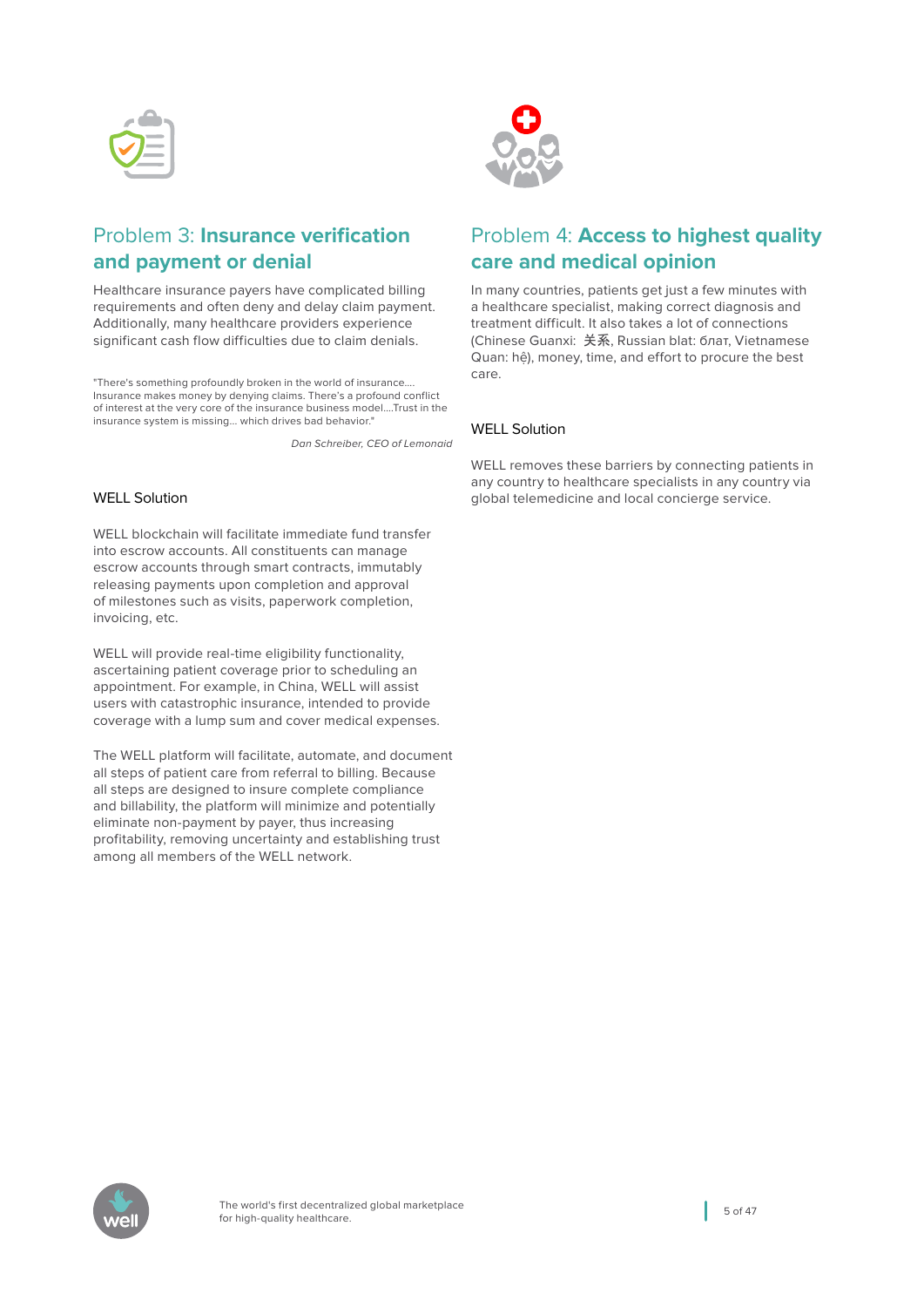## Problem 3: **Insurance verification and payment or denial**

Healthcare insurance payers have complicated billing requirements and often deny and delay claim payment. Additionally, many healthcare providers experience significant cash flow difficulties due to claim denials.

"There's something profoundly broken in the world of insurance.... Insurance makes money by denying claims. There's a profound conflict of interest at the very core of the insurance business model....Trust in the insurance system is missing... which drives bad behavior."

*Dan Schreiber, CEO of Lemonaid*

### WELL Solution

WELL blockchain will facilitate immediate fund transfer into escrow accounts. All constituents can manage escrow accounts through smart contracts, immutably releasing payments upon completion and approval of milestones such as visits, paperwork completion, invoicing, etc.

WELL will provide real-time eligibility functionality, ascertaining patient coverage prior to scheduling an appointment. For example, in China, WELL will assist users with catastrophic insurance, intended to provide coverage with a lump sum and cover medical expenses.

The WELL platform will facilitate, automate, and document all steps of patient care from referral to billing. Because all steps are designed to insure complete compliance and billability, the platform will minimize and potentially eliminate non-payment by payer, thus increasing profitability, removing uncertainty and establishing trust among all members of the WELL network.

## Problem 4: **Access to highest quality care and medical opinion**

In many countries, patients get just a few minutes with a healthcare specialist, making correct diagnosis and treatment difficult. It also takes a lot of connections (Chinese Guanxi: 关系, Russian blat: блат, Vietnamese Quan: hệ), money, time, and effort to procure the best care.

### WELL Solution

WELL removes these barriers by connecting patients in any country to healthcare specialists in any country via global telemedicine and local concierge service.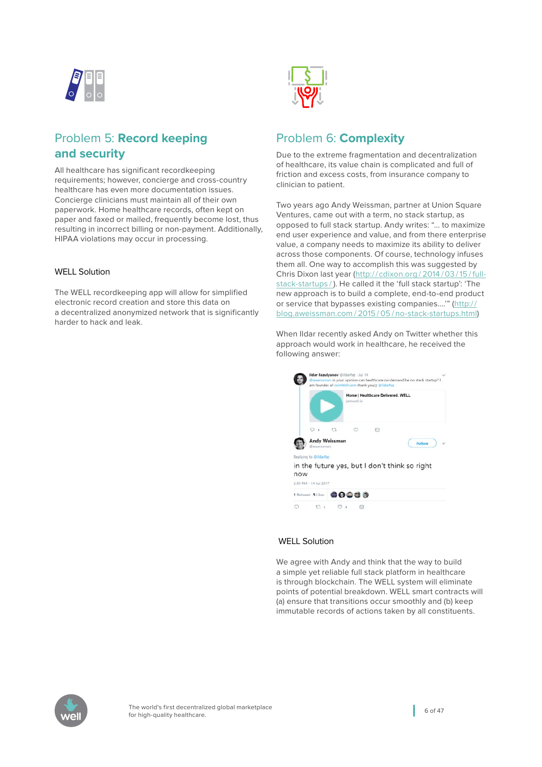## Problem 5: **Record keeping and security**

All healthcare has significant recordkeeping requirements; however, concierge and cross-country healthcare has even more documentation issues. Concierge clinicians must maintain all of their own paperwork. Home healthcare records, often kept on paper and faxed or mailed, frequently become lost, thus resulting in incorrect billing or non-payment. Additionally, HIPAA violations may occur in processing.

### WELL Solution

The WELL recordkeeping app will allow for simplified electronic record creation and store this data on a decentralized anonymized network that is significantly harder to hack and leak.

## Problem 6: **Complexity**

Due to the extreme fragmentation and decentralization of healthcare, its value chain is complicated and full of friction and excess costs, from insurance company to clinician to patient.

Two years ago Andy Weissman, partner at Union Square Ventures, came out with a term, no stack startup, as opposed to full stack startup. Andy writes: "… to maximize end user experience and value, and from there enterprise value, a company needs to maximize its ability to deliver across those components. Of course, technology infuses them all. One way to accomplish this was suggested by Chris Dixon last year (http://cdixon.org/2014/03/15/full-stack-startups/). He called it the 'full stack startup': 'The new approach is to build a complete, end-to-end product or service that bypasses existing companies….'" (http://blog.aweissman.com/2015/05/no-stack-startups.html)

When Ildar recently asked Andy on Twitter whether this approach would work in healthcare, he received the following answer:

Ildar Fazulyanov @ildarfaz · Jul 14
@aweissman in your opinion can healthcare on-demand be no stack startup? I am founder of JoinWell.com thank you)) @ildarfaz

Home | Healthcare Delivered. WELL
joinwell.io

Andy Weissman @aweissman
Replying to @ildarfaz
in the future yes, but I don't think so right now
2:30 PM - 14 Jul 2017
1 Retweet 5 Likes

### WELL Solution

We agree with Andy and think that the way to build a simple yet reliable full stack platform in healthcare is through blockchain. The WELL system will eliminate points of potential breakdown. WELL smart contracts will (a) ensure that transitions occur smoothly and (b) keep immutable records of actions taken by all constituents.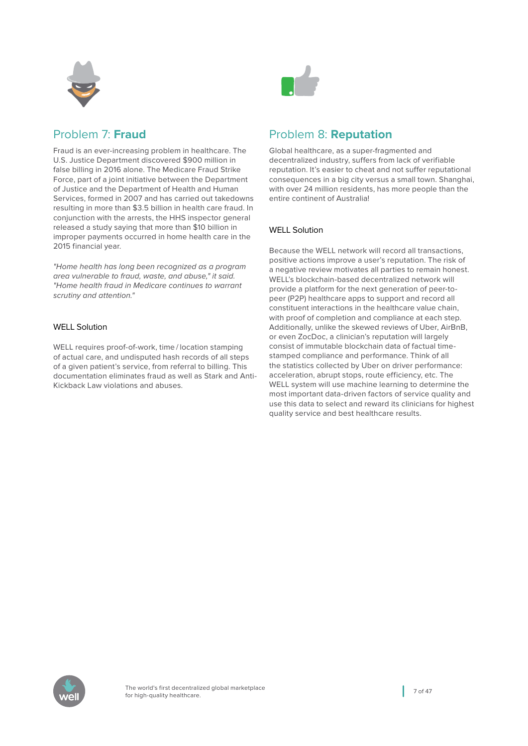## Problem 7: **Fraud**

Fraud is an ever-increasing problem in healthcare. The U.S. Justice Department discovered $900 million in false billing in 2016 alone. The Medicare Fraud Strike Force, part of a joint initiative between the Department of Justice and the Department of Health and Human Services, formed in 2007 and has carried out takedowns resulting in more than $3.5 billion in health care fraud. In conjunction with the arrests, the HHS inspector general released a study saying that more than $10 billion in improper payments occurred in home health care in the 2015 financial year.

*"Home health has long been recognized as a program area vulnerable to fraud, waste, and abuse," it said. "Home health fraud in Medicare continues to warrant scrutiny and attention."*

### WELL Solution

WELL requires proof-of-work, time / location stamping of actual care, and undisputed hash records of all steps of a given patient's service, from referral to billing. This documentation eliminates fraud as well as Stark and Anti-Kickback Law violations and abuses.

## Problem 8: **Reputation**

Global healthcare, as a super-fragmented and decentralized industry, suffers from lack of verifiable reputation. It's easier to cheat and not suffer reputational consequences in a big city versus a small town. Shanghai, with over 24 million residents, has more people than the entire continent of Australia!

### WELL Solution

Because the WELL network will record all transactions, positive actions improve a user's reputation. The risk of a negative review motivates all parties to remain honest. WELL's blockchain-based decentralized network will provide a platform for the next generation of peer-to-peer (P2P) healthcare apps to support and record all constituent interactions in the healthcare value chain, with proof of completion and compliance at each step. Additionally, unlike the skewed reviews of Uber, AirBnB, or even ZocDoc, a clinician's reputation will largely consist of immutable blockchain data of factual time-stamped compliance and performance. Think of all the statistics collected by Uber on driver performance: acceleration, abrupt stops, route efficiency, etc. The WELL system will use machine learning to determine the most important data-driven factors of service quality and use this data to select and reward its clinicians for highest quality service and best healthcare results.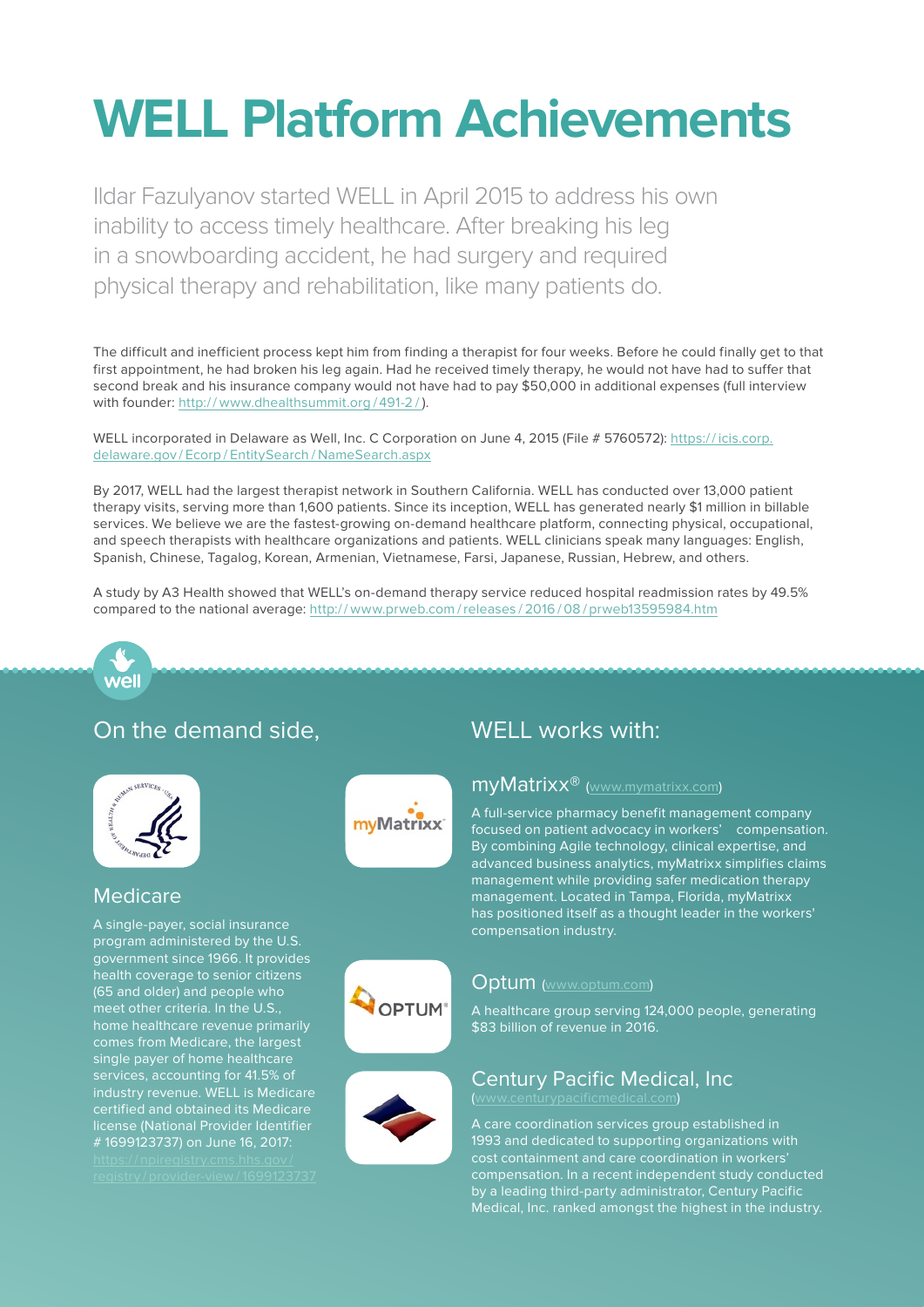# WELL Platform Achievements

Ildar Fazulyanov started WELL in April 2015 to address his own inability to access timely healthcare. After breaking his leg in a snowboarding accident, he had surgery and required physical therapy and rehabilitation, like many patients do.

The difficult and inefficient process kept him from finding a therapist for four weeks. Before he could finally get to that first appointment, he had broken his leg again. Had he received timely therapy, he would not have had to suffer that second break and his insurance company would not have had to pay $50,000 in additional expenses (full interview with founder: http://www.dhealthsummit.org/491-2/).

WELL incorporated in Delaware as Well, Inc. C Corporation on June 4, 2015 (File # 5760572): https://icis.corp.delaware.gov/Ecorp/EntitySearch/NameSearch.aspx

By 2017, WELL had the largest therapist network in Southern California. WELL has conducted over 13,000 patient therapy visits, serving more than 1,600 patients. Since its inception, WELL has generated nearly $1 million in billable services. We believe we are the fastest-growing on-demand healthcare platform, connecting physical, occupational, and speech therapists with healthcare organizations and patients. WELL clinicians speak many languages: English, Spanish, Chinese, Tagalog, Korean, Armenian, Vietnamese, Farsi, Japanese, Russian, Hebrew, and others.

A study by A3 Health showed that WELL's on-demand therapy service reduced hospital readmission rates by 49.5% compared to the national average: http://www.prweb.com/releases/2016/08/prweb13595984.htm

## On the demand side, WELL works with:

### Medicare

A single-payer, social insurance program administered by the U.S. government since 1966. It provides health coverage to senior citizens (65 and older) and people who meet other criteria. In the U.S., home healthcare revenue primarily comes from Medicare, the largest single payer of home healthcare services, accounting for 41.5% of industry revenue. WELL is Medicare certified and obtained its Medicare license (National Provider Identifier # 1699123737) on June 16, 2017: https://npiregistry.cms.hhs.gov/registry/provider-view/1699123737

### myMatrixx® (www.mymatrixx.com)

A full-service pharmacy benefit management company focused on patient advocacy in workers' compensation. By combining Agile technology, clinical expertise, and advanced business analytics, myMatrixx simplifies claims management while providing safer medication therapy management. Located in Tampa, Florida, myMatrixx has positioned itself as a thought leader in the workers' compensation industry.

### Optum (www.optum.com)

A healthcare group serving 124,000 people, generating $83 billion of revenue in 2016.

### Century Pacific Medical, Inc (www.centurypacificmedical.com)

A care coordination services group established in 1993 and dedicated to supporting organizations with cost containment and care coordination in workers' compensation. In a recent independent study conducted by a leading third-party administrator, Century Pacific Medical, Inc. ranked amongst the highest in the industry.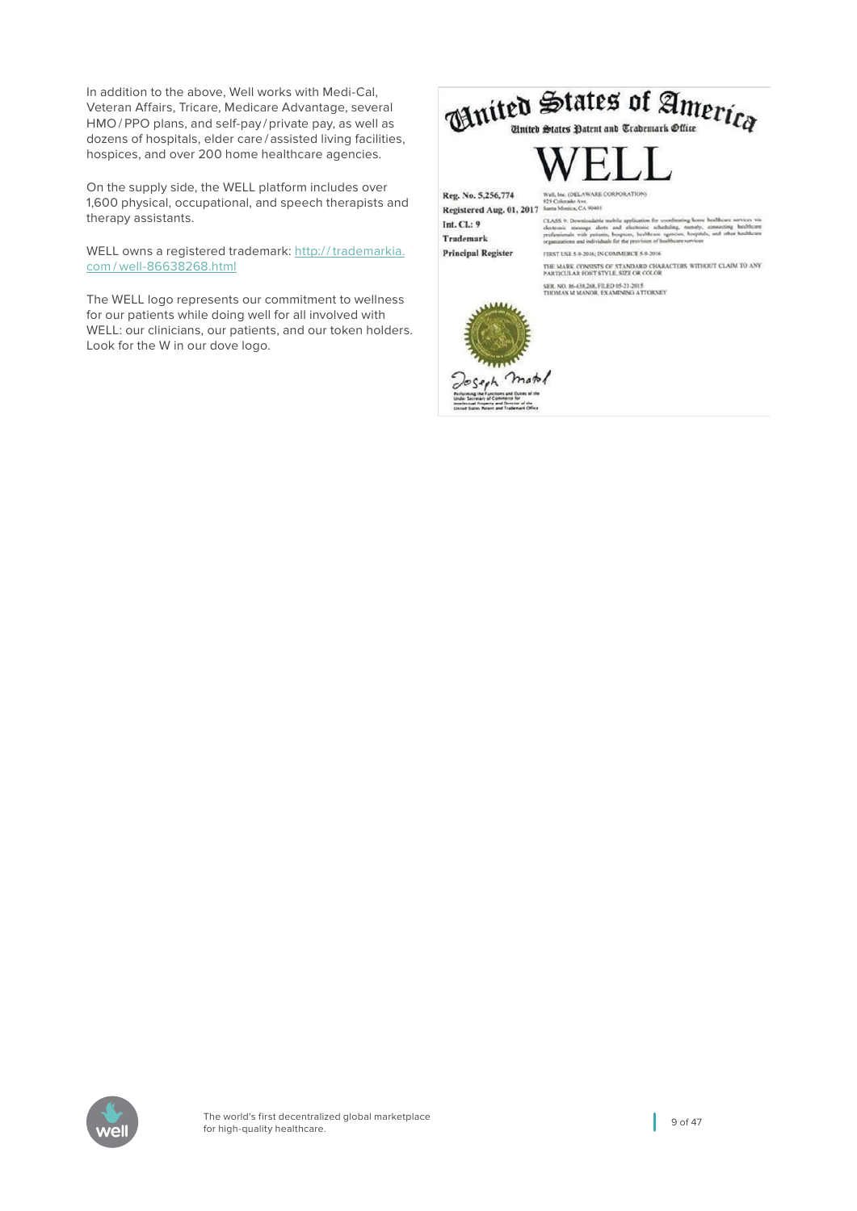In addition to the above, Well works with Medi-Cal, Veteran Affairs, Tricare, Medicare Advantage, several HMO / PPO plans, and self-pay / private pay, as well as dozens of hospitals, elder care / assisted living facilities, hospices, and over 200 home healthcare agencies.

On the supply side, the WELL platform includes over 1,600 physical, occupational, and speech therapists and therapy assistants.

WELL owns a registered trademark: [http://trademarkia.com/well-86638268.html](http://trademarkia.com/well-86638268.html)

The WELL logo represents our commitment to wellness for our patients while doing well for all involved with WELL: our clinicians, our patients, and our token holders. Look for the W in our dove logo.

United States of America

United States Patent and Trademark Office

# WELL

**Reg. No. 5,256,774**
**Registered Aug. 01, 2017**
**Int. Cl.: 9**
**Trademark**
**Principal Register**

Well, Inc. (DELAWARE CORPORATION)
929 Colorado Ave.
Santa Monica, CA 90401

CLASS 9: Downloadable mobile application for coordinating home healthcare services via electronic message alerts and electronic scheduling, namely, connecting healthcare professionals with patients, hospices, healthcare agencies, hospitals, and other healthcare organizations and individuals for the provision of healthcare services

FIRST USE 5-9-2016; IN COMMERCE 5-9-2016

THE MARK CONSISTS OF STANDARD CHARACTERS WITHOUT CLAIM TO ANY PARTICULAR FONT STYLE, SIZE OR COLOR

SER. NO. 86-638,268, FILED 05-21-2015
THOMAS M MANOR, EXAMINING ATTORNEY

Joseph Matal

Performing the Functions and Duties of the Under Secretary of Commerce for Intellectual Property and Director of the United States Patent and Trademark Office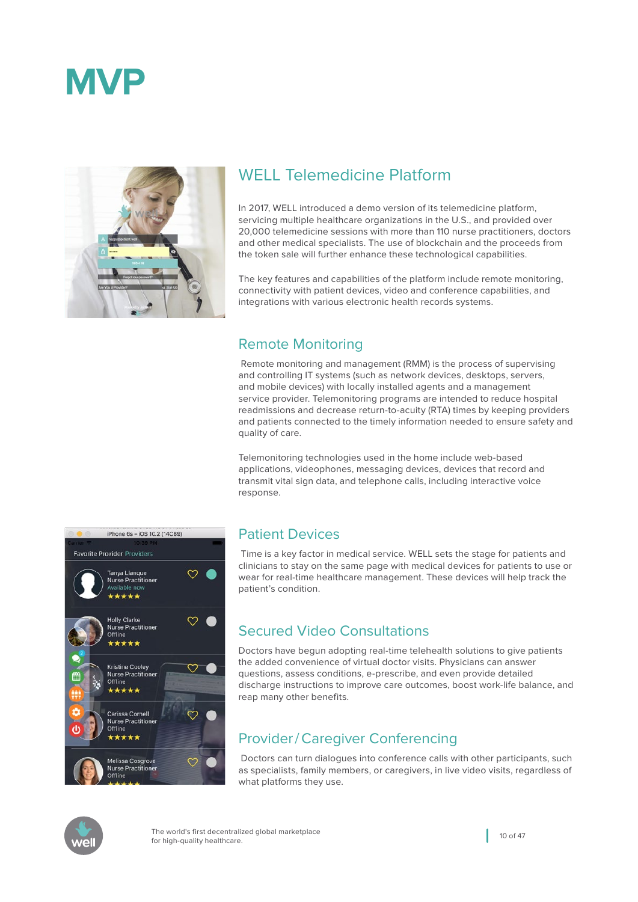# MVP

## WELL Telemedicine Platform

In 2017, WELL introduced a demo version of its telemedicine platform, servicing multiple healthcare organizations in the U.S., and provided over 20,000 telemedicine sessions with more than 110 nurse practitioners, doctors and other medical specialists. The use of blockchain and the proceeds from the token sale will further enhance these technological capabilities.

The key features and capabilities of the platform include remote monitoring, connectivity with patient devices, video and conference capabilities, and integrations with various electronic health records systems.

## Remote Monitoring

Remote monitoring and management (RMM) is the process of supervising and controlling IT systems (such as network devices, desktops, servers, and mobile devices) with locally installed agents and a management service provider. Telemonitoring programs are intended to reduce hospital readmissions and decrease return-to-acuity (RTA) times by keeping providers and patients connected to the timely information needed to ensure safety and quality of care.

Telemonitoring technologies used in the home include web-based applications, videophones, messaging devices, devices that record and transmit vital sign data, and telephone calls, including interactive voice response.

## Patient Devices

Time is a key factor in medical service. WELL sets the stage for patients and clinicians to stay on the same page with medical devices for patients to use or wear for real-time healthcare management. These devices will help track the patient's condition.

## Secured Video Consultations

Doctors have begun adopting real-time telehealth solutions to give patients the added convenience of virtual doctor visits. Physicians can answer questions, assess conditions, e-prescribe, and even provide detailed discharge instructions to improve care outcomes, boost work-life balance, and reap many other benefits.

## Provider / Caregiver Conferencing

Doctors can turn dialogues into conference calls with other participants, such as specialists, family members, or caregivers, in live video visits, regardless of what platforms they use.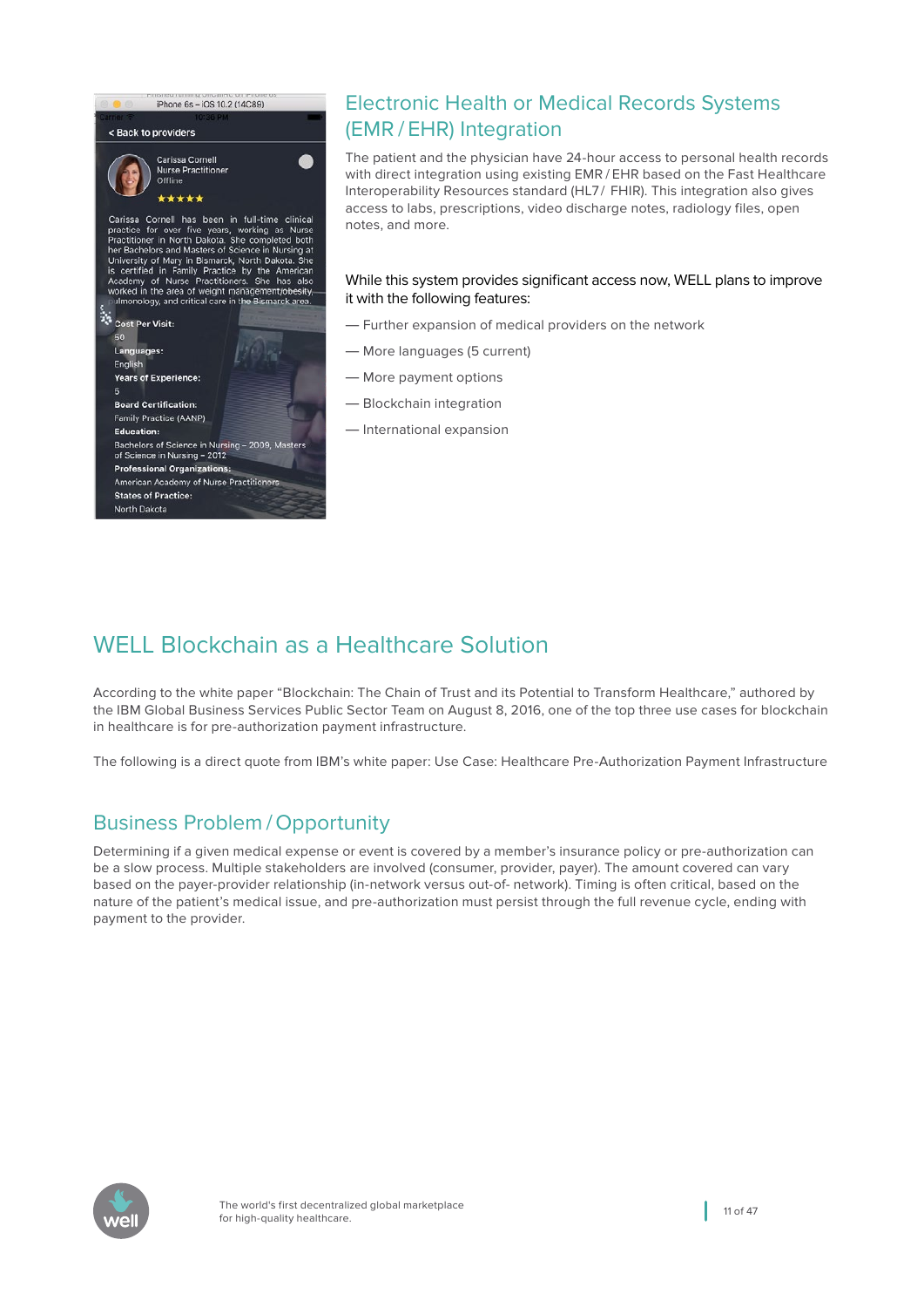## Electronic Health or Medical Records Systems (EMR / EHR) Integration

The patient and the physician have 24-hour access to personal health records with direct integration using existing EMR / EHR based on the Fast Healthcare Interoperability Resources standard (HL7 / FHIR). This integration also gives access to labs, prescriptions, video discharge notes, radiology files, open notes, and more.

While this system provides significant access now, WELL plans to improve it with the following features:

— Further expansion of medical providers on the network

— More languages (5 current)

— More payment options

— Blockchain integration

— International expansion

## WELL Blockchain as a Healthcare Solution

According to the white paper “Blockchain: The Chain of Trust and its Potential to Transform Healthcare,” authored by the IBM Global Business Services Public Sector Team on August 8, 2016, one of the top three use cases for blockchain in healthcare is for pre-authorization payment infrastructure.

The following is a direct quote from IBM’s white paper: Use Case: Healthcare Pre-Authorization Payment Infrastructure

### Business Problem / Opportunity

Determining if a given medical expense or event is covered by a member’s insurance policy or pre-authorization can be a slow process. Multiple stakeholders are involved (consumer, provider, payer). The amount covered can vary based on the payer-provider relationship (in-network versus out-of- network). Timing is often critical, based on the nature of the patient’s medical issue, and pre-authorization must persist through the full revenue cycle, ending with payment to the provider.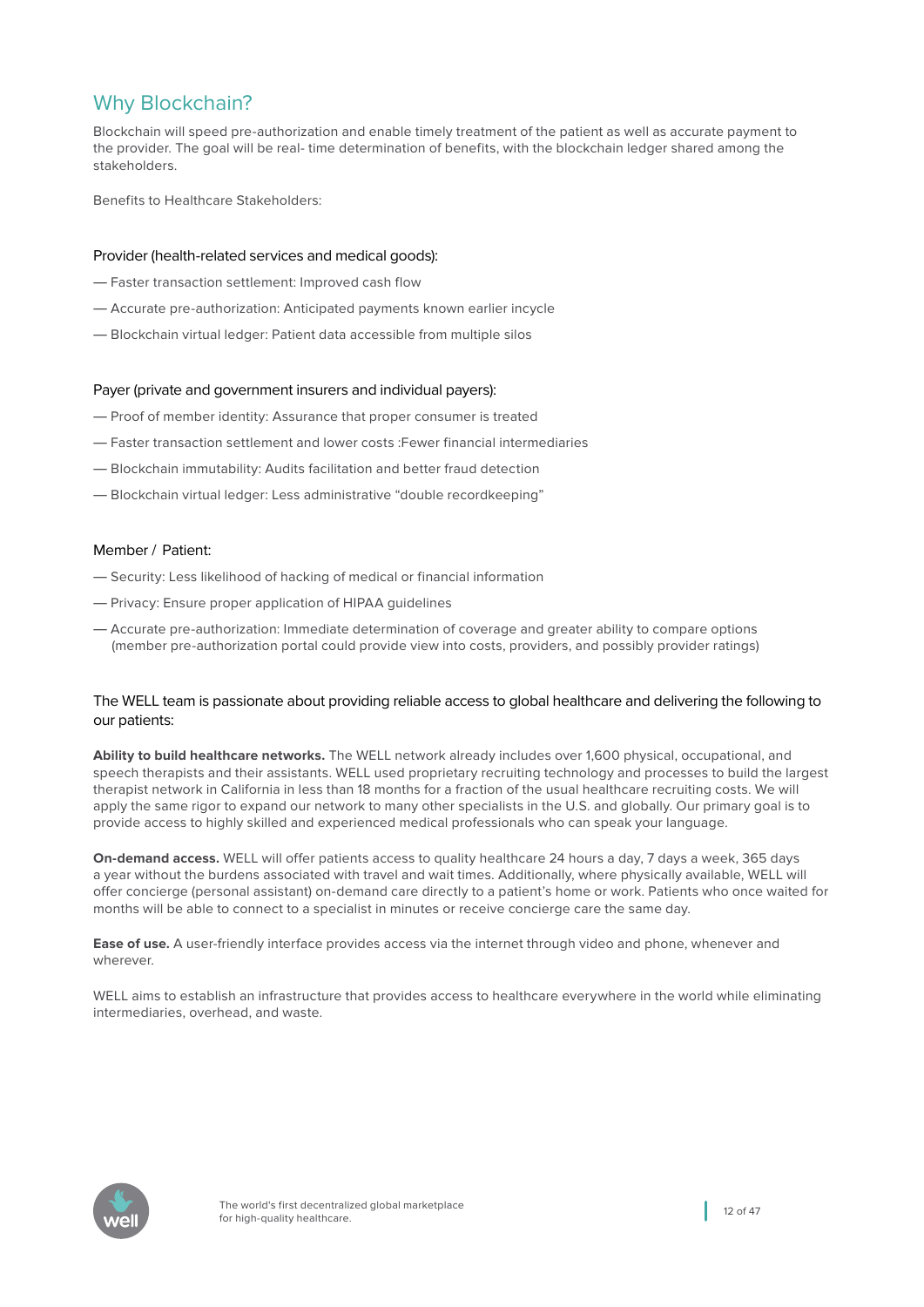## Why Blockchain?

Blockchain will speed pre-authorization and enable timely treatment of the patient as well as accurate payment to the provider. The goal will be real- time determination of benefits, with the blockchain ledger shared among the stakeholders.

Benefits to Healthcare Stakeholders:

### Provider (health-related services and medical goods):

— Faster transaction settlement: Improved cash flow

— Accurate pre-authorization: Anticipated payments known earlier incycle

— Blockchain virtual ledger: Patient data accessible from multiple silos

### Payer (private and government insurers and individual payers):

— Proof of member identity: Assurance that proper consumer is treated

— Faster transaction settlement and lower costs :Fewer financial intermediaries

— Blockchain immutability: Audits facilitation and better fraud detection

— Blockchain virtual ledger: Less administrative “double recordkeeping”

### Member / Patient:

— Security: Less likelihood of hacking of medical or financial information

— Privacy: Ensure proper application of HIPAA guidelines

— Accurate pre-authorization: Immediate determination of coverage and greater ability to compare options (member pre-authorization portal could provide view into costs, providers, and possibly provider ratings)

### The WELL team is passionate about providing reliable access to global healthcare and delivering the following to our patients:

**Ability to build healthcare networks.** The WELL network already includes over 1,600 physical, occupational, and speech therapists and their assistants. WELL used proprietary recruiting technology and processes to build the largest therapist network in California in less than 18 months for a fraction of the usual healthcare recruiting costs. We will apply the same rigor to expand our network to many other specialists in the U.S. and globally. Our primary goal is to provide access to highly skilled and experienced medical professionals who can speak your language.

**On-demand access.** WELL will offer patients access to quality healthcare 24 hours a day, 7 days a week, 365 days a year without the burdens associated with travel and wait times. Additionally, where physically available, WELL will offer concierge (personal assistant) on-demand care directly to a patient's home or work. Patients who once waited for months will be able to connect to a specialist in minutes or receive concierge care the same day.

**Ease of use.** A user-friendly interface provides access via the internet through video and phone, whenever and wherever.

WELL aims to establish an infrastructure that provides access to healthcare everywhere in the world while eliminating intermediaries, overhead, and waste.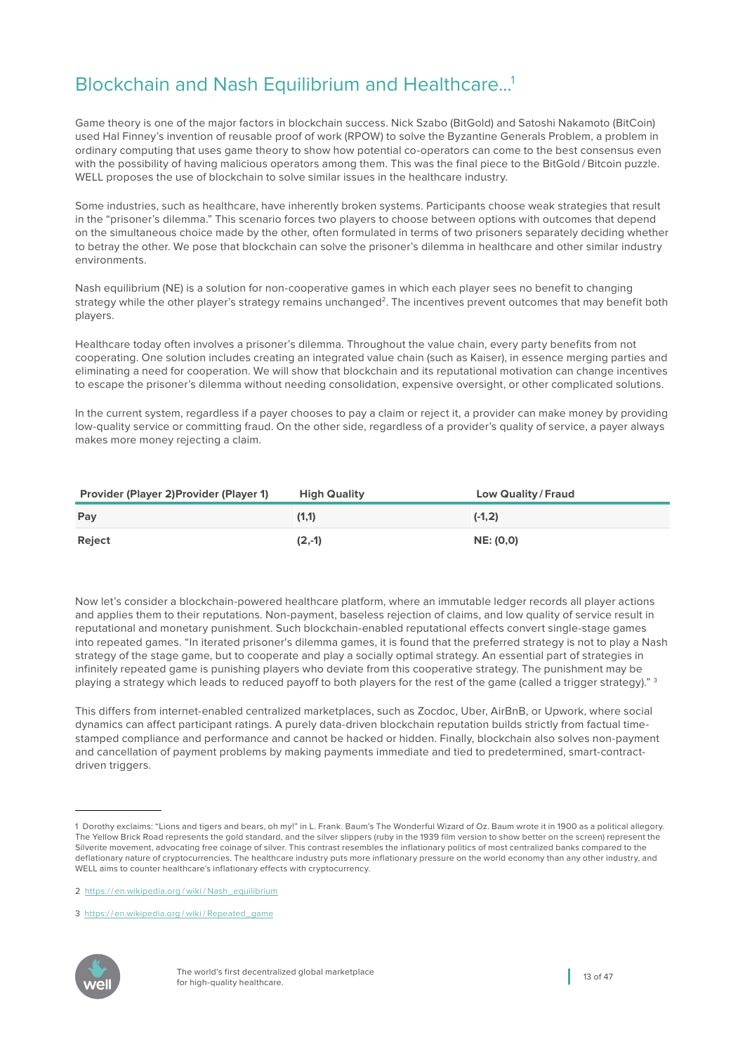# Blockchain and Nash Equilibrium and Healthcare…[1]

Game theory is one of the major factors in blockchain success. Nick Szabo (BitGold) and Satoshi Nakamoto (BitCoin) used Hal Finney's invention of reusable proof of work (RPOW) to solve the Byzantine Generals Problem, a problem in ordinary computing that uses game theory to show how potential co-operators can come to the best consensus even with the possibility of having malicious operators among them. This was the final piece to the BitGold / Bitcoin puzzle. WELL proposes the use of blockchain to solve similar issues in the healthcare industry.

Some industries, such as healthcare, have inherently broken systems. Participants choose weak strategies that result in the "prisoner's dilemma." This scenario forces two players to choose between options with outcomes that depend on the simultaneous choice made by the other, often formulated in terms of two prisoners separately deciding whether to betray the other. We pose that blockchain can solve the prisoner's dilemma in healthcare and other similar industry environments.

Nash equilibrium (NE) is a solution for non-cooperative games in which each player sees no benefit to changing strategy while the other player's strategy remains unchanged[2]. The incentives prevent outcomes that may benefit both players.

Healthcare today often involves a prisoner's dilemma. Throughout the value chain, every party benefits from not cooperating. One solution includes creating an integrated value chain (such as Kaiser), in essence merging parties and eliminating a need for cooperation. We will show that blockchain and its reputational motivation can change incentives to escape the prisoner's dilemma without needing consolidation, expensive oversight, or other complicated solutions.

In the current system, regardless if a payer chooses to pay a claim or reject it, a provider can make money by providing low-quality service or committing fraud. On the other side, regardless of a provider's quality of service, a payer always makes more money rejecting a claim.

| Provider (Player 2)Provider (Player 1) | High Quality | Low Quality / Fraud |
|---|---|---|
| **Pay** | **(1,1)** | **(-1,2)** |
| **Reject** | **(2,-1)** | **NE: (0,0)** |

Now let's consider a blockchain-powered healthcare platform, where an immutable ledger records all player actions and applies them to their reputations. Non-payment, baseless rejection of claims, and low quality of service result in reputational and monetary punishment. Such blockchain-enabled reputational effects convert single-stage games into repeated games. "In iterated prisoner's dilemma games, it is found that the preferred strategy is not to play a Nash strategy of the stage game, but to cooperate and play a socially optimal strategy. An essential part of strategies in infinitely repeated game is punishing players who deviate from this cooperative strategy. The punishment may be playing a strategy which leads to reduced payoff to both players for the rest of the game (called a trigger strategy)." [3]

This differs from internet-enabled centralized marketplaces, such as Zocdoc, Uber, AirBnB, or Upwork, where social dynamics can affect participant ratings. A purely data-driven blockchain reputation builds strictly from factual time-stamped compliance and performance and cannot be hacked or hidden. Finally, blockchain also solves non-payment and cancellation of payment problems by making payments immediate and tied to predetermined, smart-contract-driven triggers.

---

1 Dorothy exclaims: "Lions and tigers and bears, oh my!" in L. Frank. Baum's The Wonderful Wizard of Oz. Baum wrote it in 1900 as a political allegory. The Yellow Brick Road represents the gold standard, and the silver slippers (ruby in the 1939 film version to show better on the screen) represent the Silverite movement, advocating free coinage of silver. This contrast resembles the inflationary politics of most centralized banks compared to the deflationary nature of cryptocurrencies. The healthcare industry puts more inflationary pressure on the world economy than any other industry, and WELL aims to counter healthcare's inflationary effects with cryptocurrency.

2 https://en.wikipedia.org/wiki/Nash_equilibrium

3 https://en.wikipedia.org/wiki/Repeated_game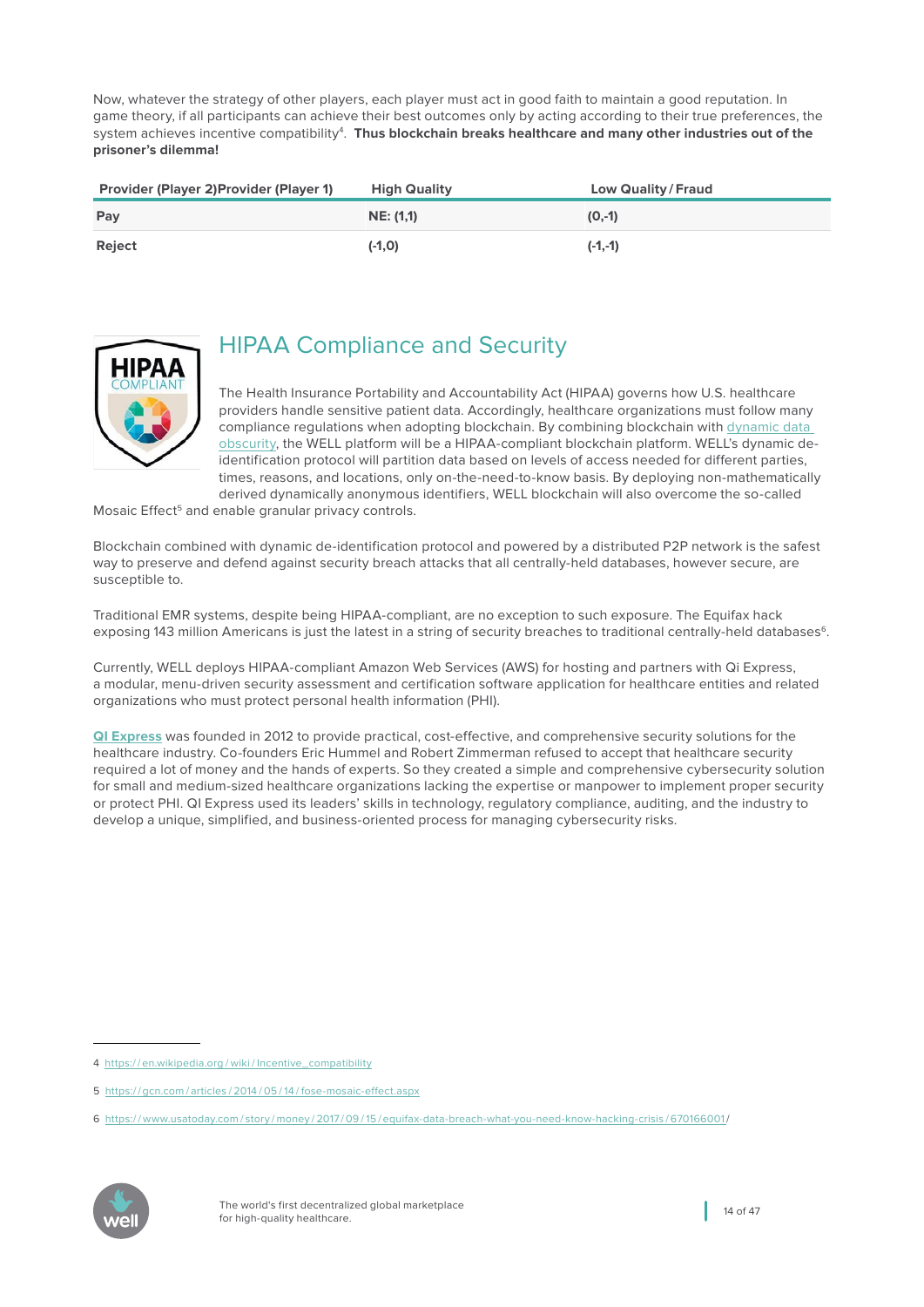Now, whatever the strategy of other players, each player must act in good faith to maintain a good reputation. In game theory, if all participants can achieve their best outcomes only by acting according to their true preferences, the system achieves incentive compatibility[4]. **Thus blockchain breaks healthcare and many other industries out of the prisoner's dilemma!**

| Provider (Player 2)Provider (Player 1) | High Quality | Low Quality / Fraud |
|---|---|---|
| **Pay** | **NE: (1,1)** | **(0,-1)** |
| **Reject** | **(-1,0)** | **(-1,-1)** |

## HIPAA Compliance and Security

The Health Insurance Portability and Accountability Act (HIPAA) governs how U.S. healthcare providers handle sensitive patient data. Accordingly, healthcare organizations must follow many compliance regulations when adopting blockchain. By combining blockchain with dynamic data obscurity, the WELL platform will be a HIPAA-compliant blockchain platform. WELL's dynamic de-identification protocol will partition data based on levels of access needed for different parties, times, reasons, and locations, only on-the-need-to-know basis. By deploying non-mathematically derived dynamically anonymous identifiers, WELL blockchain will also overcome the so-called Mosaic Effect[5] and enable granular privacy controls.

Blockchain combined with dynamic de-identification protocol and powered by a distributed P2P network is the safest way to preserve and defend against security breach attacks that all centrally-held databases, however secure, are susceptible to.

Traditional EMR systems, despite being HIPAA-compliant, are no exception to such exposure. The Equifax hack exposing 143 million Americans is just the latest in a string of security breaches to traditional centrally-held databases[6].

Currently, WELL deploys HIPAA-compliant Amazon Web Services (AWS) for hosting and partners with Qi Express, a modular, menu-driven security assessment and certification software application for healthcare entities and related organizations who must protect personal health information (PHI).

**QI Express** was founded in 2012 to provide practical, cost-effective, and comprehensive security solutions for the healthcare industry. Co-founders Eric Hummel and Robert Zimmerman refused to accept that healthcare security required a lot of money and the hands of experts. So they created a simple and comprehensive cybersecurity solution for small and medium-sized healthcare organizations lacking the expertise or manpower to implement proper security or protect PHI. QI Express used its leaders' skills in technology, regulatory compliance, auditing, and the industry to develop a unique, simplified, and business-oriented process for managing cybersecurity risks.

---

4 https://en.wikipedia.org/wiki/Incentive_compatibility

5 https://gcn.com/articles/2014/05/14/fose-mosaic-effect.aspx

6 https://www.usatoday.com/story/money/2017/09/15/equifax-data-breach-what-you-need-know-hacking-crisis/670166001/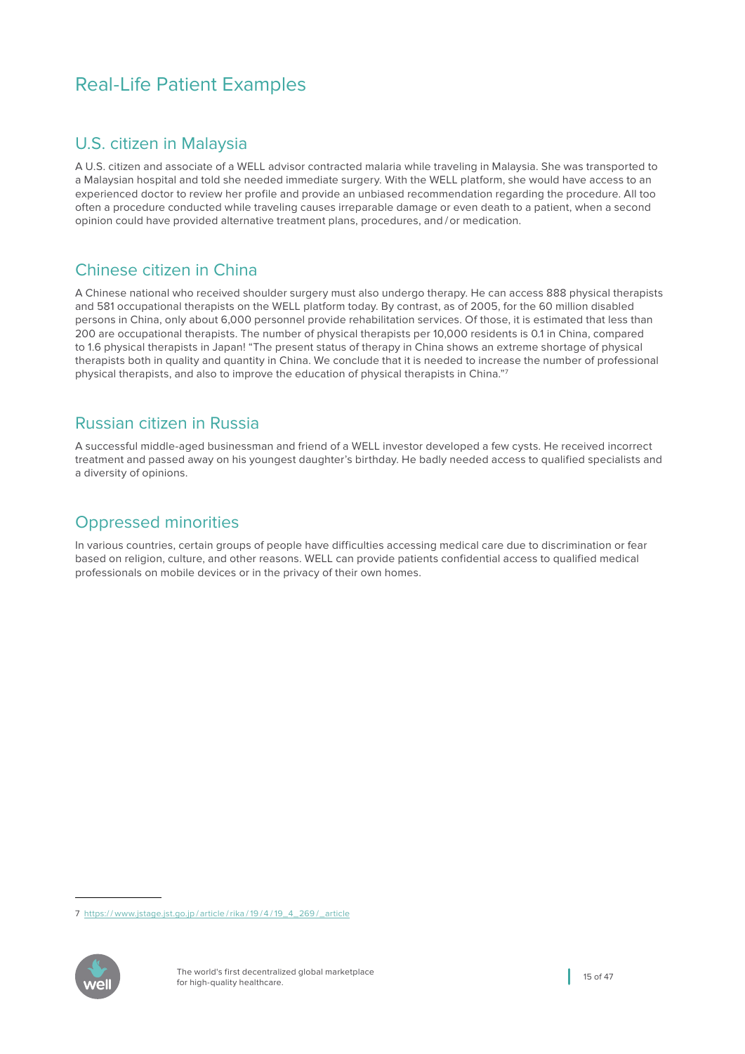# Real-Life Patient Examples

## U.S. citizen in Malaysia

A U.S. citizen and associate of a WELL advisor contracted malaria while traveling in Malaysia. She was transported to a Malaysian hospital and told she needed immediate surgery. With the WELL platform, she would have access to an experienced doctor to review her profile and provide an unbiased recommendation regarding the procedure. All too often a procedure conducted while traveling causes irreparable damage or even death to a patient, when a second opinion could have provided alternative treatment plans, procedures, and / or medication.

## Chinese citizen in China

A Chinese national who received shoulder surgery must also undergo therapy. He can access 888 physical therapists and 581 occupational therapists on the WELL platform today. By contrast, as of 2005, for the 60 million disabled persons in China, only about 6,000 personnel provide rehabilitation services. Of those, it is estimated that less than 200 are occupational therapists. The number of physical therapists per 10,000 residents is 0.1 in China, compared to 1.6 physical therapists in Japan! "The present status of therapy in China shows an extreme shortage of physical therapists both in quality and quantity in China. We conclude that it is needed to increase the number of professional physical therapists, and also to improve the education of physical therapists in China."[7]

## Russian citizen in Russia

A successful middle-aged businessman and friend of a WELL investor developed a few cysts. He received incorrect treatment and passed away on his youngest daughter's birthday. He badly needed access to qualified specialists and a diversity of opinions.

## Oppressed minorities

In various countries, certain groups of people have difficulties accessing medical care due to discrimination or fear based on religion, culture, and other reasons. WELL can provide patients confidential access to qualified medical professionals on mobile devices or in the privacy of their own homes.

---

7 https://www.jstage.jst.go.jp/article/rika/19/4/19_4_269/_article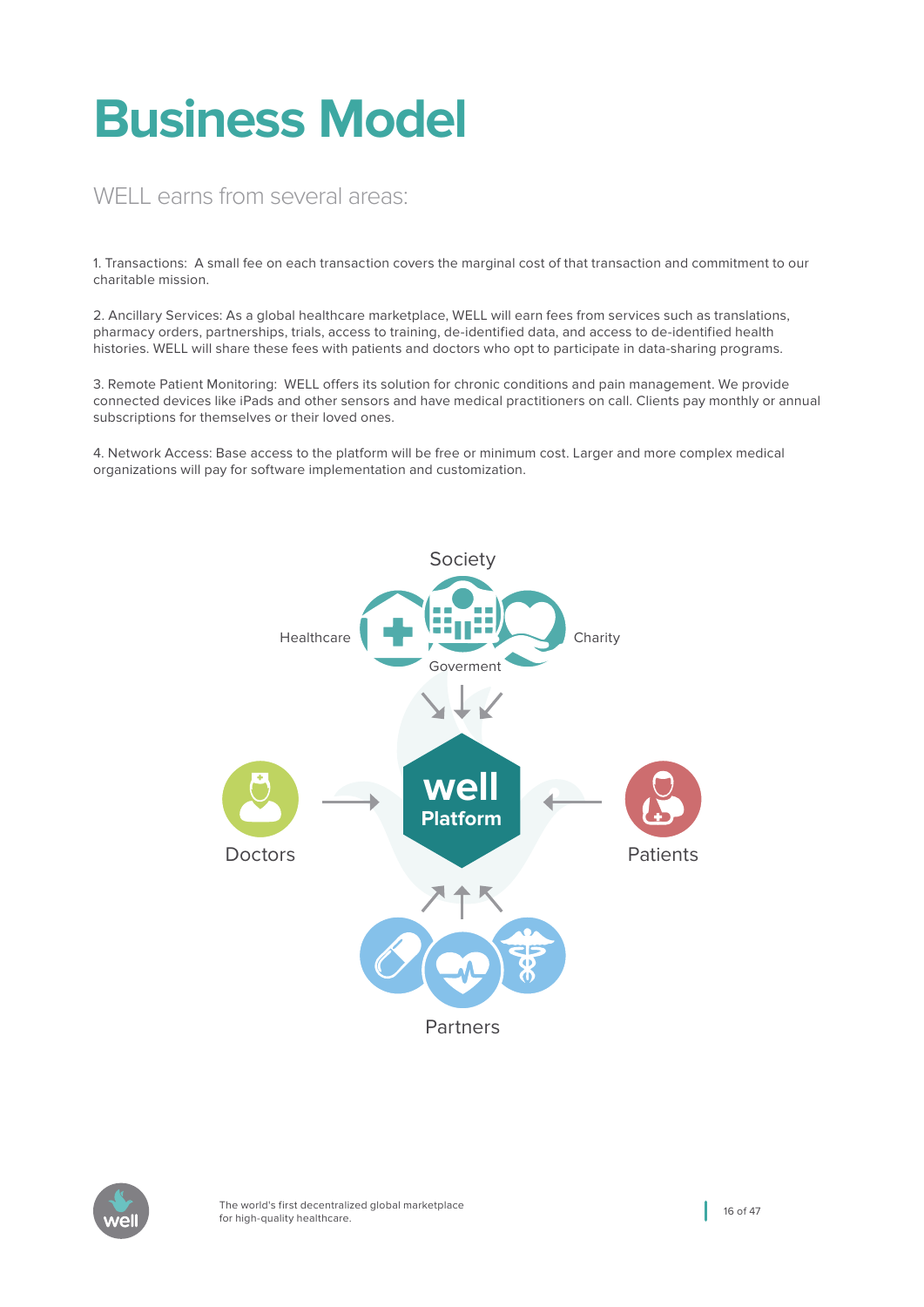# Business Model

## WELL earns from several areas:

1. Transactions: A small fee on each transaction covers the marginal cost of that transaction and commitment to our charitable mission.

2. Ancillary Services: As a global healthcare marketplace, WELL will earn fees from services such as translations, pharmacy orders, partnerships, trials, access to training, de-identified data, and access to de-identified health histories. WELL will share these fees with patients and doctors who opt to participate in data-sharing programs.

3. Remote Patient Monitoring: WELL offers its solution for chronic conditions and pain management. We provide connected devices like iPads and other sensors and have medical practitioners on call. Clients pay monthly or annual subscriptions for themselves or their loved ones.

4. Network Access: Base access to the platform will be free or minimum cost. Larger and more complex medical organizations will pay for software implementation and customization.

Society

Healthcare

Goverment

Charity

Doctors

well Platform

Patients

Partners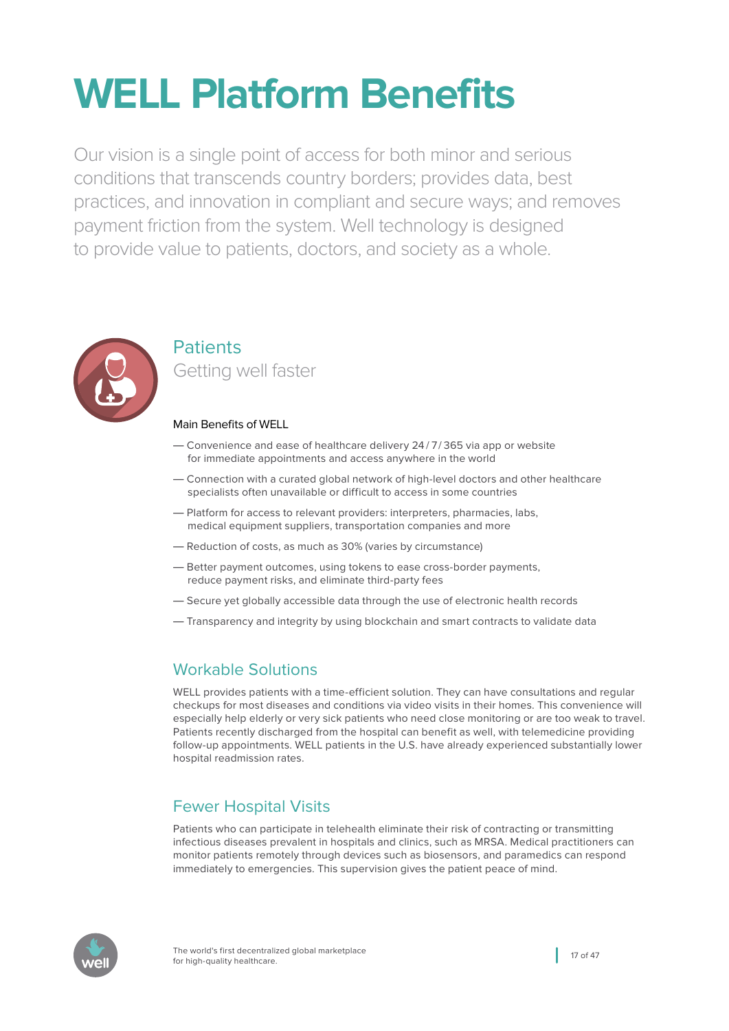# WELL Platform Benefits

Our vision is a single point of access for both minor and serious conditions that transcends country borders; provides data, best practices, and innovation in compliant and secure ways; and removes payment friction from the system. Well technology is designed to provide value to patients, doctors, and society as a whole.

## Patients

### Getting well faster

Main Benefits of WELL

- Convenience and ease of healthcare delivery 24 / 7 / 365 via app or website for immediate appointments and access anywhere in the world
- Connection with a curated global network of high-level doctors and other healthcare specialists often unavailable or difficult to access in some countries
- Platform for access to relevant providers: interpreters, pharmacies, labs, medical equipment suppliers, transportation companies and more
- Reduction of costs, as much as 30% (varies by circumstance)
- Better payment outcomes, using tokens to ease cross-border payments, reduce payment risks, and eliminate third-party fees
- Secure yet globally accessible data through the use of electronic health records
- Transparency and integrity by using blockchain and smart contracts to validate data

### Workable Solutions

WELL provides patients with a time-efficient solution. They can have consultations and regular checkups for most diseases and conditions via video visits in their homes. This convenience will especially help elderly or very sick patients who need close monitoring or are too weak to travel. Patients recently discharged from the hospital can benefit as well, with telemedicine providing follow-up appointments. WELL patients in the U.S. have already experienced substantially lower hospital readmission rates.

### Fewer Hospital Visits

Patients who can participate in telehealth eliminate their risk of contracting or transmitting infectious diseases prevalent in hospitals and clinics, such as MRSA. Medical practitioners can monitor patients remotely through devices such as biosensors, and paramedics can respond immediately to emergencies. This supervision gives the patient peace of mind.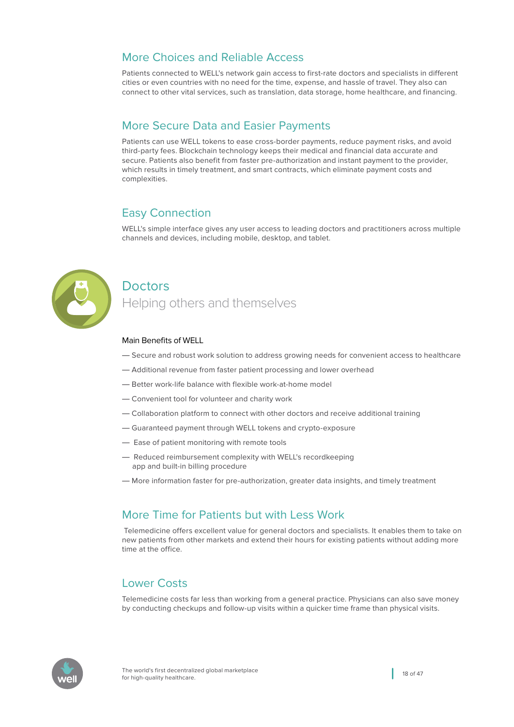## More Choices and Reliable Access

Patients connected to WELL's network gain access to first-rate doctors and specialists in different cities or even countries with no need for the time, expense, and hassle of travel. They also can connect to other vital services, such as translation, data storage, home healthcare, and financing.

## More Secure Data and Easier Payments

Patients can use WELL tokens to ease cross-border payments, reduce payment risks, and avoid third-party fees. Blockchain technology keeps their medical and financial data accurate and secure. Patients also benefit from faster pre-authorization and instant payment to the provider, which results in timely treatment, and smart contracts, which eliminate payment costs and complexities.

## Easy Connection

WELL's simple interface gives any user access to leading doctors and practitioners across multiple channels and devices, including mobile, desktop, and tablet.

# Doctors

### Helping others and themselves

Main Benefits of WELL

— Secure and robust work solution to address growing needs for convenient access to healthcare

— Additional revenue from faster patient processing and lower overhead

— Better work-life balance with flexible work-at-home model

— Convenient tool for volunteer and charity work

— Collaboration platform to connect with other doctors and receive additional training

— Guaranteed payment through WELL tokens and crypto-exposure

— Ease of patient monitoring with remote tools

— Reduced reimbursement complexity with WELL's recordkeeping app and built-in billing procedure

— More information faster for pre-authorization, greater data insights, and timely treatment

## More Time for Patients but with Less Work

Telemedicine offers excellent value for general doctors and specialists. It enables them to take on new patients from other markets and extend their hours for existing patients without adding more time at the office.

## Lower Costs

Telemedicine costs far less than working from a general practice. Physicians can also save money by conducting checkups and follow-up visits within a quicker time frame than physical visits.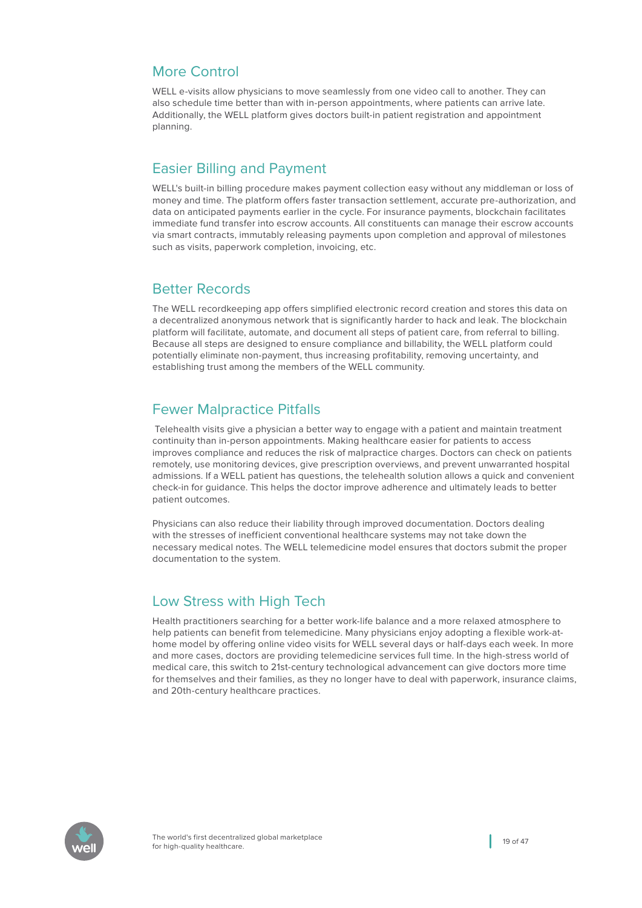## More Control

WELL e-visits allow physicians to move seamlessly from one video call to another. They can also schedule time better than with in-person appointments, where patients can arrive late. Additionally, the WELL platform gives doctors built-in patient registration and appointment planning.

## Easier Billing and Payment

WELL's built-in billing procedure makes payment collection easy without any middleman or loss of money and time. The platform offers faster transaction settlement, accurate pre-authorization, and data on anticipated payments earlier in the cycle. For insurance payments, blockchain facilitates immediate fund transfer into escrow accounts. All constituents can manage their escrow accounts via smart contracts, immutably releasing payments upon completion and approval of milestones such as visits, paperwork completion, invoicing, etc.

## Better Records

The WELL recordkeeping app offers simplified electronic record creation and stores this data on a decentralized anonymous network that is significantly harder to hack and leak. The blockchain platform will facilitate, automate, and document all steps of patient care, from referral to billing. Because all steps are designed to ensure compliance and billability, the WELL platform could potentially eliminate non-payment, thus increasing profitability, removing uncertainty, and establishing trust among the members of the WELL community.

## Fewer Malpractice Pitfalls

Telehealth visits give a physician a better way to engage with a patient and maintain treatment continuity than in-person appointments. Making healthcare easier for patients to access improves compliance and reduces the risk of malpractice charges. Doctors can check on patients remotely, use monitoring devices, give prescription overviews, and prevent unwarranted hospital admissions. If a WELL patient has questions, the telehealth solution allows a quick and convenient check-in for guidance. This helps the doctor improve adherence and ultimately leads to better patient outcomes.

Physicians can also reduce their liability through improved documentation. Doctors dealing with the stresses of inefficient conventional healthcare systems may not take down the necessary medical notes. The WELL telemedicine model ensures that doctors submit the proper documentation to the system.

## Low Stress with High Tech

Health practitioners searching for a better work-life balance and a more relaxed atmosphere to help patients can benefit from telemedicine. Many physicians enjoy adopting a flexible work-at-home model by offering online video visits for WELL several days or half-days each week. In more and more cases, doctors are providing telemedicine services full time. In the high-stress world of medical care, this switch to 21st-century technological advancement can give doctors more time for themselves and their families, as they no longer have to deal with paperwork, insurance claims, and 20th-century healthcare practices.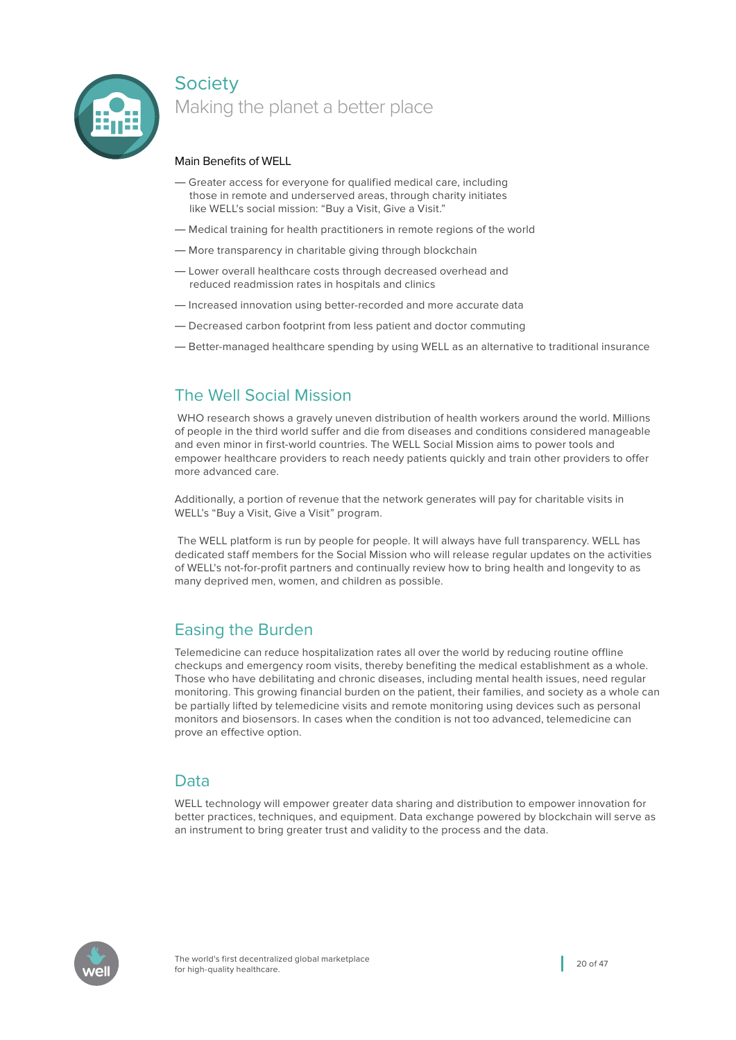# Society

## Making the planet a better place

Main Benefits of WELL

- Greater access for everyone for qualified medical care, including those in remote and underserved areas, through charity initiates like WELL's social mission: "Buy a Visit, Give a Visit."
- Medical training for health practitioners in remote regions of the world
- More transparency in charitable giving through blockchain
- Lower overall healthcare costs through decreased overhead and reduced readmission rates in hospitals and clinics
- Increased innovation using better-recorded and more accurate data
- Decreased carbon footprint from less patient and doctor commuting
- Better-managed healthcare spending by using WELL as an alternative to traditional insurance

## The Well Social Mission

WHO research shows a gravely uneven distribution of health workers around the world. Millions of people in the third world suffer and die from diseases and conditions considered manageable and even minor in first-world countries. The WELL Social Mission aims to power tools and empower healthcare providers to reach needy patients quickly and train other providers to offer more advanced care.

Additionally, a portion of revenue that the network generates will pay for charitable visits in WELL's "Buy a Visit, Give a Visit" program.

The WELL platform is run by people for people. It will always have full transparency. WELL has dedicated staff members for the Social Mission who will release regular updates on the activities of WELL's not-for-profit partners and continually review how to bring health and longevity to as many deprived men, women, and children as possible.

## Easing the Burden

Telemedicine can reduce hospitalization rates all over the world by reducing routine offline checkups and emergency room visits, thereby benefiting the medical establishment as a whole. Those who have debilitating and chronic diseases, including mental health issues, need regular monitoring. This growing financial burden on the patient, their families, and society as a whole can be partially lifted by telemedicine visits and remote monitoring using devices such as personal monitors and biosensors. In cases when the condition is not too advanced, telemedicine can prove an effective option.

## Data

WELL technology will empower greater data sharing and distribution to empower innovation for better practices, techniques, and equipment. Data exchange powered by blockchain will serve as an instrument to bring greater trust and validity to the process and the data.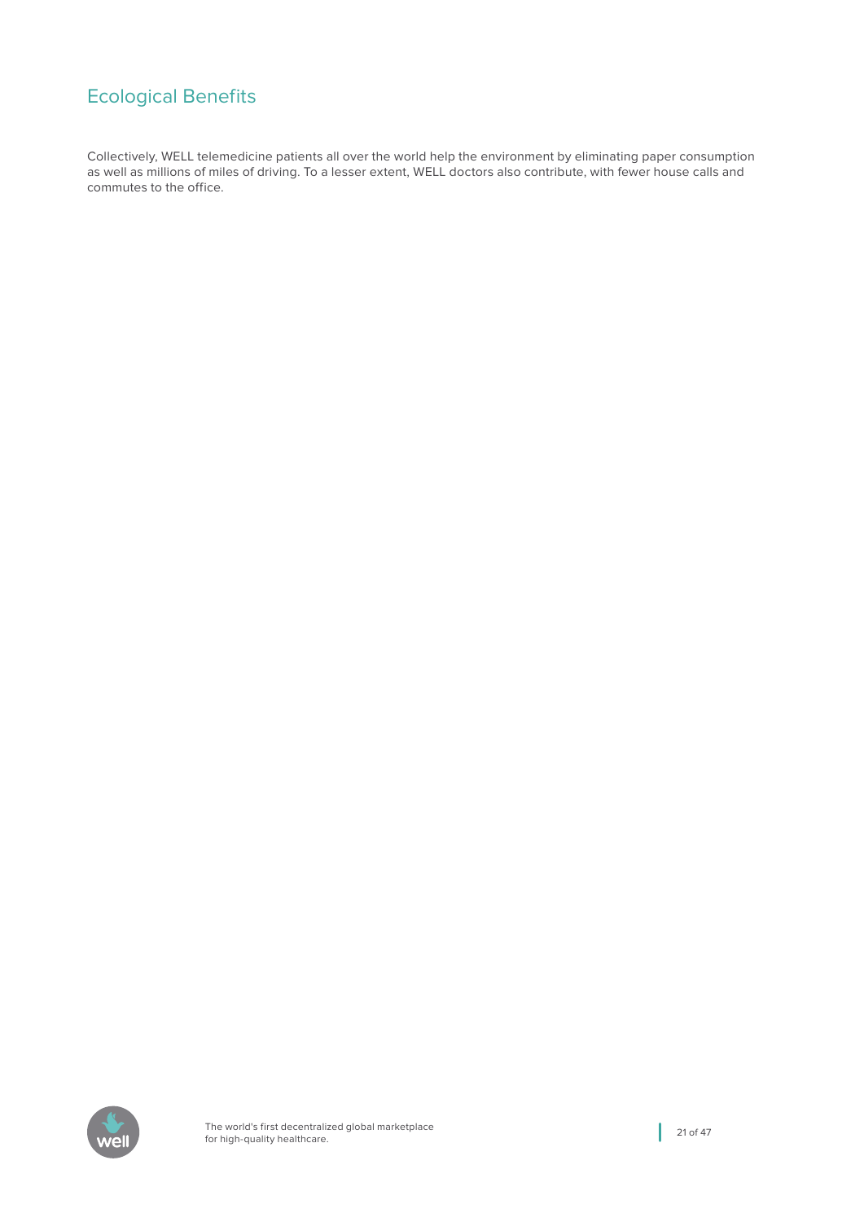## Ecological Benefits

Collectively, WELL telemedicine patients all over the world help the environment by eliminating paper consumption as well as millions of miles of driving. To a lesser extent, WELL doctors also contribute, with fewer house calls and commutes to the office.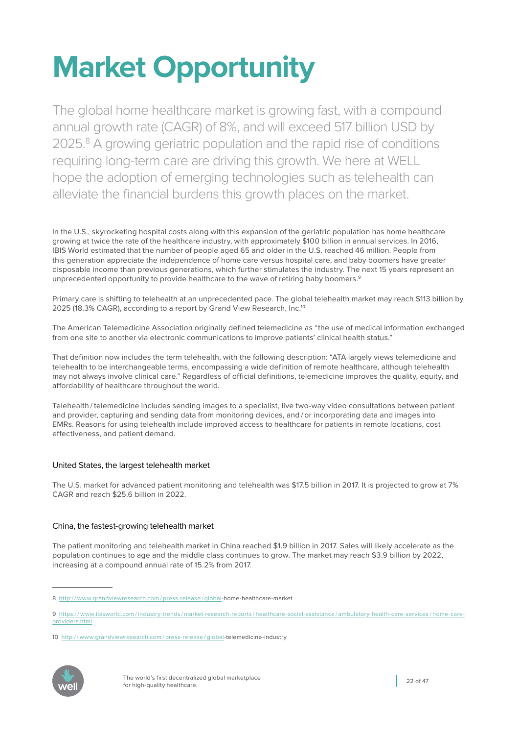# Market Opportunity

The global home healthcare market is growing fast, with a compound annual growth rate (CAGR) of 8%, and will exceed 517 billion USD by 2025.[8] A growing geriatric population and the rapid rise of conditions requiring long-term care are driving this growth. We here at WELL hope the adoption of emerging technologies such as telehealth can alleviate the financial burdens this growth places on the market.

In the U.S., skyrocketing hospital costs along with this expansion of the geriatric population has home healthcare growing at twice the rate of the healthcare industry, with approximately $100 billion in annual services. In 2016, IBIS World estimated that the number of people aged 65 and older in the U.S. reached 46 million. People from this generation appreciate the independence of home care versus hospital care, and baby boomers have greater disposable income than previous generations, which further stimulates the industry. The next 15 years represent an unprecedented opportunity to provide healthcare to the wave of retiring baby boomers.[9]

Primary care is shifting to telehealth at an unprecedented pace. The global telehealth market may reach $113 billion by 2025 (18.3% CAGR), according to a report by Grand View Research, Inc.[10]

The American Telemedicine Association originally defined telemedicine as "the use of medical information exchanged from one site to another via electronic communications to improve patients' clinical health status."

That definition now includes the term telehealth, with the following description: "ATA largely views telemedicine and telehealth to be interchangeable terms, encompassing a wide definition of remote healthcare, although telehealth may not always involve clinical care." Regardless of official definitions, telemedicine improves the quality, equity, and affordability of healthcare throughout the world.

Telehealth / telemedicine includes sending images to a specialist, live two-way video consultations between patient and provider, capturing and sending data from monitoring devices, and / or incorporating data and images into EMRs. Reasons for using telehealth include improved access to healthcare for patients in remote locations, cost effectiveness, and patient demand.

### United States, the largest telehealth market

The U.S. market for advanced patient monitoring and telehealth was $17.5 billion in 2017. It is projected to grow at 7% CAGR and reach $25.6 billion in 2022.

### China, the fastest-growing telehealth market

The patient monitoring and telehealth market in China reached $1.9 billion in 2017. Sales will likely accelerate as the population continues to age and the middle class continues to grow. The market may reach $3.9 billion by 2022, increasing at a compound annual rate of 15.2% from 2017.

---

8 http://www.grandviewresearch.com/press-release/global-home-healthcare-market

9 https://www.ibisworld.com/industry-trends/market-research-reports/healthcare-social-assistance/ambulatory-health-care-services/home-care-providers.html

10 http://www.grandviewresearch.com/press-release/global-telemedicine-industry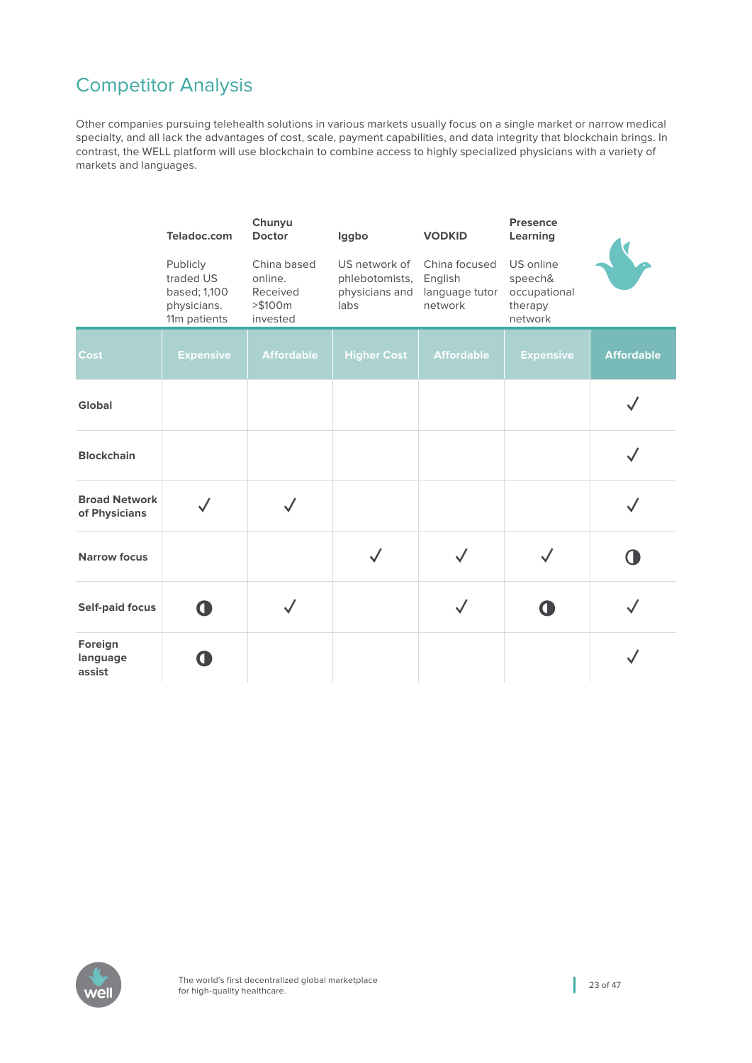## Competitor Analysis

Other companies pursuing telehealth solutions in various markets usually focus on a single market or narrow medical specialty, and all lack the advantages of cost, scale, payment capabilities, and data integrity that blockchain brings. In contrast, the WELL platform will use blockchain to combine access to highly specialized physicians with a variety of markets and languages.

| | **Teladoc.com**<br>Publicly traded US based; 1,100 physicians. 11m patients | **Chunyu Doctor**<br>China based online. Received >$100m invested | **Iggbo**<br>US network of phlebotomists, physicians and labs | **VODKID**<br>China focused English language tutor network | **Presence Learning**<br>US online speech& occupational therapy network | WELL |
|---|---|---|---|---|---|---|
| **Cost** | **Expensive** | **Affordable** | **Higher Cost** | **Affordable** | **Expensive** | **Affordable** |
| **Global** | | | | | | ✓ |
| **Blockchain** | | | | | | ✓ |
| **Broad Network of Physicians** | ✓ | ✓ | | | | ✓ |
| **Narrow focus** | | | ✓ | ✓ | ✓ | ◐ |
| **Self-paid focus** | ◐ | ✓ | | ✓ | ◐ | ✓ |
| **Foreign language assist** | ◐ | | | | | ✓ |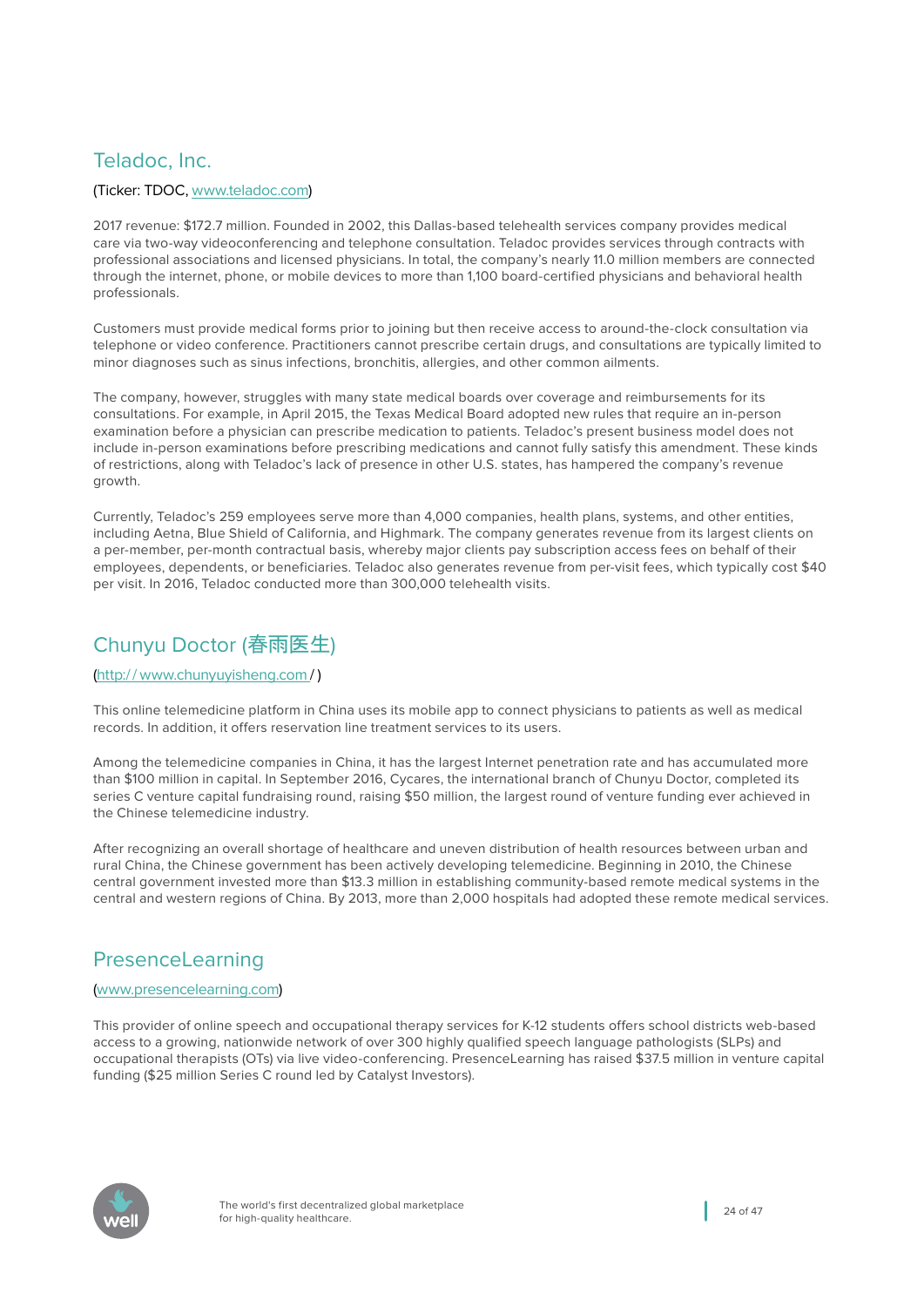## Teladoc, Inc.

(Ticker: TDOC, www.teladoc.com)

2017 revenue: $172.7 million. Founded in 2002, this Dallas-based telehealth services company provides medical care via two-way videoconferencing and telephone consultation. Teladoc provides services through contracts with professional associations and licensed physicians. In total, the company's nearly 11.0 million members are connected through the internet, phone, or mobile devices to more than 1,100 board-certified physicians and behavioral health professionals.

Customers must provide medical forms prior to joining but then receive access to around-the-clock consultation via telephone or video conference. Practitioners cannot prescribe certain drugs, and consultations are typically limited to minor diagnoses such as sinus infections, bronchitis, allergies, and other common ailments.

The company, however, struggles with many state medical boards over coverage and reimbursements for its consultations. For example, in April 2015, the Texas Medical Board adopted new rules that require an in-person examination before a physician can prescribe medication to patients. Teladoc's present business model does not include in-person examinations before prescribing medications and cannot fully satisfy this amendment. These kinds of restrictions, along with Teladoc's lack of presence in other U.S. states, has hampered the company's revenue growth.

Currently, Teladoc's 259 employees serve more than 4,000 companies, health plans, systems, and other entities, including Aetna, Blue Shield of California, and Highmark. The company generates revenue from its largest clients on a per-member, per-month contractual basis, whereby major clients pay subscription access fees on behalf of their employees, dependents, or beneficiaries. Teladoc also generates revenue from per-visit fees, which typically cost $40 per visit. In 2016, Teladoc conducted more than 300,000 telehealth visits.

## Chunyu Doctor (春雨医生)

(http:// www.chunyuyisheng.com / )

This online telemedicine platform in China uses its mobile app to connect physicians to patients as well as medical records. In addition, it offers reservation line treatment services to its users.

Among the telemedicine companies in China, it has the largest Internet penetration rate and has accumulated more than $100 million in capital. In September 2016, Cycares, the international branch of Chunyu Doctor, completed its series C venture capital fundraising round, raising $50 million, the largest round of venture funding ever achieved in the Chinese telemedicine industry.

After recognizing an overall shortage of healthcare and uneven distribution of health resources between urban and rural China, the Chinese government has been actively developing telemedicine. Beginning in 2010, the Chinese central government invested more than $13.3 million in establishing community-based remote medical systems in the central and western regions of China. By 2013, more than 2,000 hospitals had adopted these remote medical services.

## PresenceLearning

(www.presencelearning.com)

This provider of online speech and occupational therapy services for K-12 students offers school districts web-based access to a growing, nationwide network of over 300 highly qualified speech language pathologists (SLPs) and occupational therapists (OTs) via live video-conferencing. PresenceLearning has raised $37.5 million in venture capital funding ($25 million Series C round led by Catalyst Investors).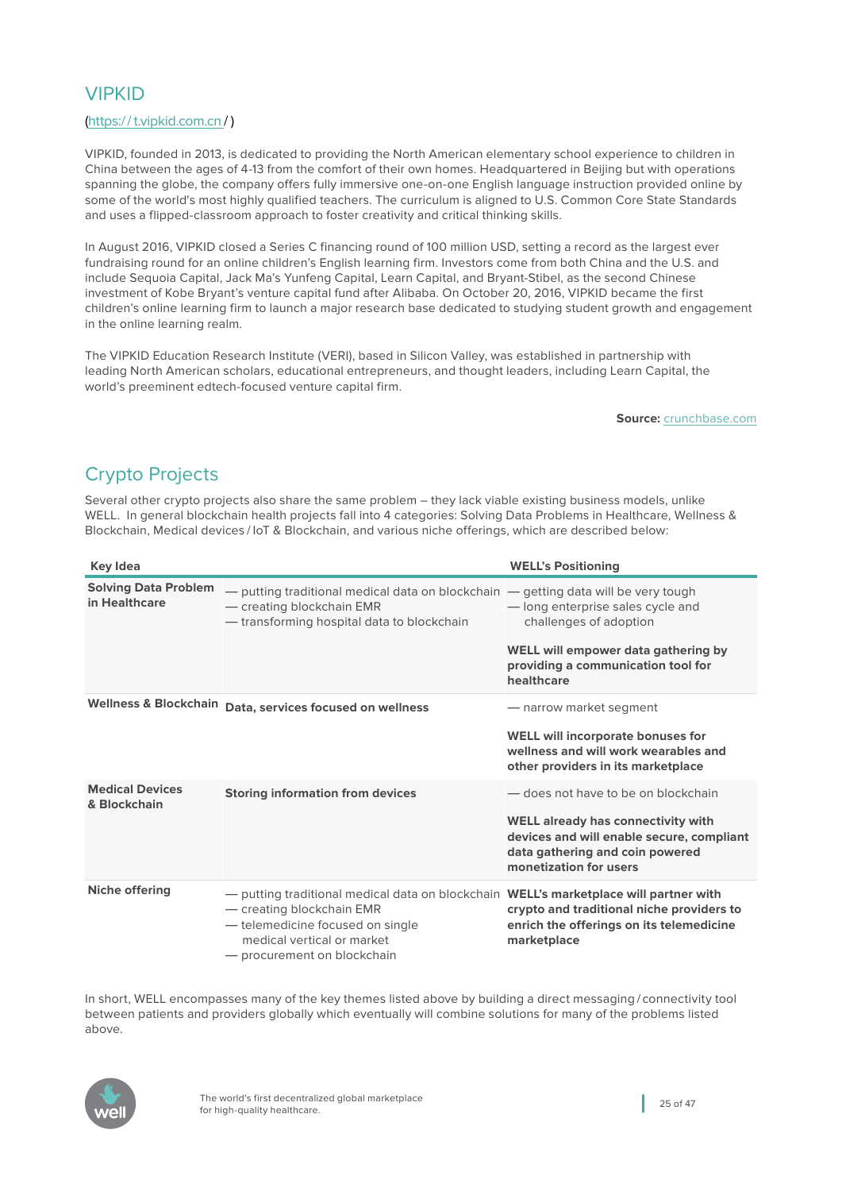## VIPKID

(https:/ / t.vipkid.com.cn / )

VIPKID, founded in 2013, is dedicated to providing the North American elementary school experience to children in China between the ages of 4-13 from the comfort of their own homes. Headquartered in Beijing but with operations spanning the globe, the company offers fully immersive one-on-one English language instruction provided online by some of the world's most highly qualified teachers. The curriculum is aligned to U.S. Common Core State Standards and uses a flipped-classroom approach to foster creativity and critical thinking skills.

In August 2016, VIPKID closed a Series C financing round of 100 million USD, setting a record as the largest ever fundraising round for an online children's English learning firm. Investors come from both China and the U.S. and include Sequoia Capital, Jack Ma's Yunfeng Capital, Learn Capital, and Bryant-Stibel, as the second Chinese investment of Kobe Bryant's venture capital fund after Alibaba. On October 20, 2016, VIPKID became the first children's online learning firm to launch a major research base dedicated to studying student growth and engagement in the online learning realm.

The VIPKID Education Research Institute (VERI), based in Silicon Valley, was established in partnership with leading North American scholars, educational entrepreneurs, and thought leaders, including Learn Capital, the world's preeminent edtech-focused venture capital firm.

**Source:** crunchbase.com

## Crypto Projects

Several other crypto projects also share the same problem – they lack viable existing business models, unlike WELL. In general blockchain health projects fall into 4 categories: Solving Data Problems in Healthcare, Wellness & Blockchain, Medical devices / IoT & Blockchain, and various niche offerings, which are described below:

| Key Idea | | WELL's Positioning |
|---|---|---|
| **Solving Data Problem in Healthcare** | — putting traditional medical data on blockchain<br>— creating blockchain EMR<br>— transforming hospital data to blockchain | — getting data will be very tough<br>— long enterprise sales cycle and challenges of adoption<br><br>**WELL will empower data gathering by providing a communication tool for healthcare** |
| **Wellness & Blockchain** | **Data, services focused on wellness** | — narrow market segment<br><br>**WELL will incorporate bonuses for wellness and will work wearables and other providers in its marketplace** |
| **Medical Devices & Blockchain** | **Storing information from devices** | — does not have to be on blockchain<br><br>**WELL already has connectivity with devices and will enable secure, compliant data gathering and coin powered monetization for users** |
| **Niche offering** | — putting traditional medical data on blockchain<br>— creating blockchain EMR<br>— telemedicine focused on single medical vertical or market<br>— procurement on blockchain | **WELL's marketplace will partner with crypto and traditional niche providers to enrich the offerings on its telemedicine marketplace** |

In short, WELL encompasses many of the key themes listed above by building a direct messaging / connectivity tool between patients and providers globally which eventually will combine solutions for many of the problems listed above.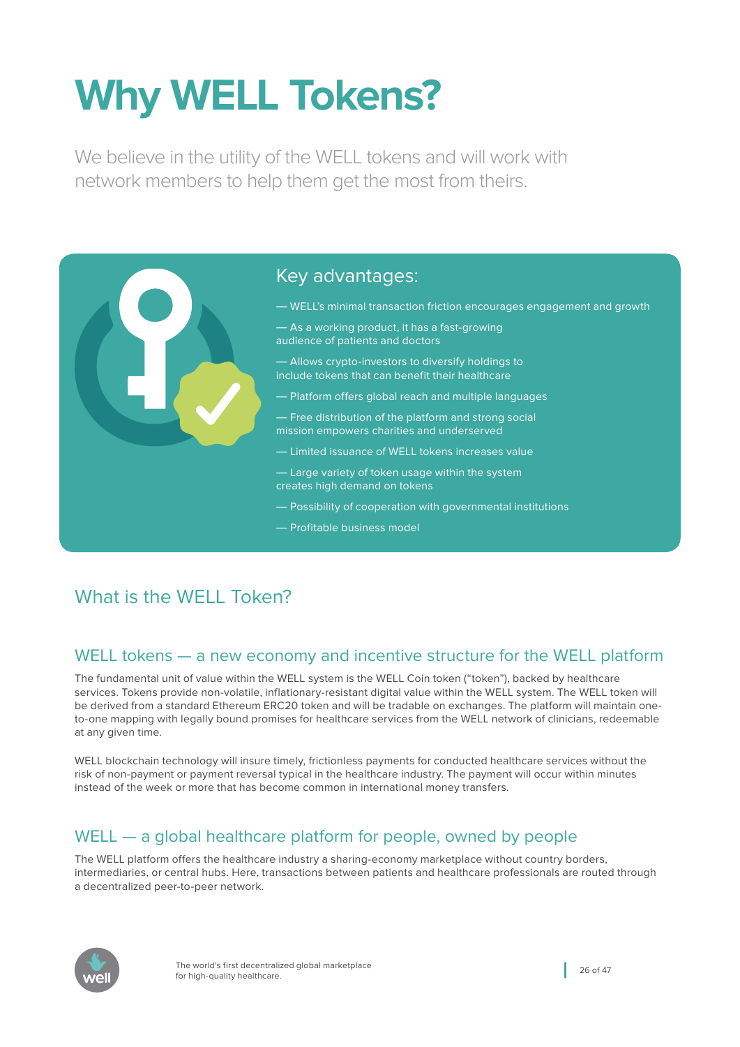# Why WELL Tokens?

We believe in the utility of the WELL tokens and will work with network members to help them get the most from theirs.

## Key advantages:

— WELL's minimal transaction friction encourages engagement and growth

— As a working product, it has a fast-growing audience of patients and doctors

— Allows crypto-investors to diversify holdings to include tokens that can benefit their healthcare

— Platform offers global reach and multiple languages

— Free distribution of the platform and strong social mission empowers charities and underserved

— Limited issuance of WELL tokens increases value

— Large variety of token usage within the system creates high demand on tokens

— Possibility of cooperation with governmental institutions

— Profitable business model

## What is the WELL Token?

### WELL tokens — a new economy and incentive structure for the WELL platform

The fundamental unit of value within the WELL system is the WELL Coin token ("token"), backed by healthcare services. Tokens provide non-volatile, inflationary-resistant digital value within the WELL system. The WELL token will be derived from a standard Ethereum ERC20 token and will be tradable on exchanges. The platform will maintain one-to-one mapping with legally bound promises for healthcare services from the WELL network of clinicians, redeemable at any given time.

WELL blockchain technology will insure timely, frictionless payments for conducted healthcare services without the risk of non-payment or payment reversal typical in the healthcare industry. The payment will occur within minutes instead of the week or more that has become common in international money transfers.

### WELL — a global healthcare platform for people, owned by people

The WELL platform offers the healthcare industry a sharing-economy marketplace without country borders, intermediaries, or central hubs. Here, transactions between patients and healthcare professionals are routed through a decentralized peer-to-peer network.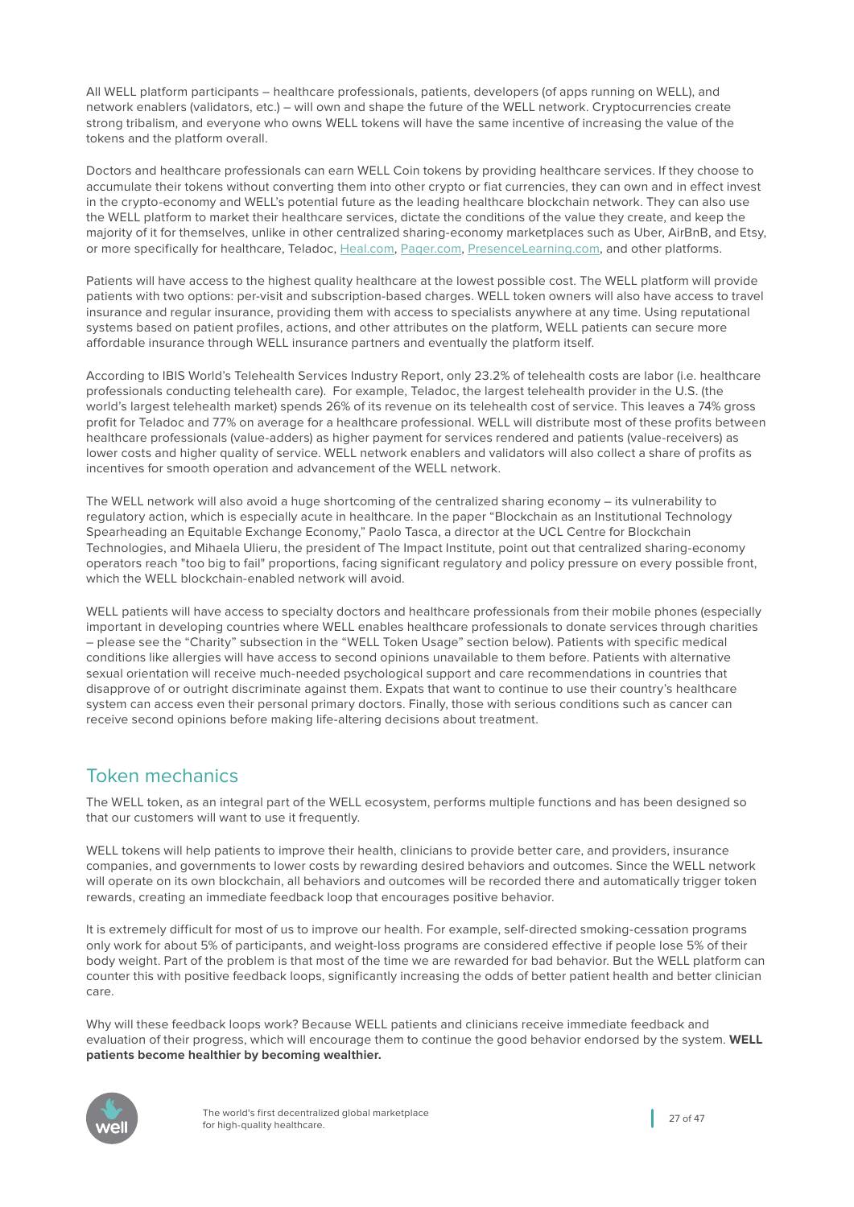All WELL platform participants – healthcare professionals, patients, developers (of apps running on WELL), and network enablers (validators, etc.) – will own and shape the future of the WELL network. Cryptocurrencies create strong tribalism, and everyone who owns WELL tokens will have the same incentive of increasing the value of the tokens and the platform overall.

Doctors and healthcare professionals can earn WELL Coin tokens by providing healthcare services. If they choose to accumulate their tokens without converting them into other crypto or fiat currencies, they can own and in effect invest in the crypto-economy and WELL's potential future as the leading healthcare blockchain network. They can also use the WELL platform to market their healthcare services, dictate the conditions of the value they create, and keep the majority of it for themselves, unlike in other centralized sharing-economy marketplaces such as Uber, AirBnB, and Etsy, or more specifically for healthcare, Teladoc, Heal.com, Pager.com, PresenceLearning.com, and other platforms.

Patients will have access to the highest quality healthcare at the lowest possible cost. The WELL platform will provide patients with two options: per-visit and subscription-based charges. WELL token owners will also have access to travel insurance and regular insurance, providing them with access to specialists anywhere at any time. Using reputational systems based on patient profiles, actions, and other attributes on the platform, WELL patients can secure more affordable insurance through WELL insurance partners and eventually the platform itself.

According to IBIS World's Telehealth Services Industry Report, only 23.2% of telehealth costs are labor (i.e. healthcare professionals conducting telehealth care). For example, Teladoc, the largest telehealth provider in the U.S. (the world's largest telehealth market) spends 26% of its revenue on its telehealth cost of service. This leaves a 74% gross profit for Teladoc and 77% on average for a healthcare professional. WELL will distribute most of these profits between healthcare professionals (value-adders) as higher payment for services rendered and patients (value-receivers) as lower costs and higher quality of service. WELL network enablers and validators will also collect a share of profits as incentives for smooth operation and advancement of the WELL network.

The WELL network will also avoid a huge shortcoming of the centralized sharing economy – its vulnerability to regulatory action, which is especially acute in healthcare. In the paper "Blockchain as an Institutional Technology Spearheading an Equitable Exchange Economy," Paolo Tasca, a director at the UCL Centre for Blockchain Technologies, and Mihaela Ulieru, the president of The Impact Institute, point out that centralized sharing-economy operators reach "too big to fail" proportions, facing significant regulatory and policy pressure on every possible front, which the WELL blockchain-enabled network will avoid.

WELL patients will have access to specialty doctors and healthcare professionals from their mobile phones (especially important in developing countries where WELL enables healthcare professionals to donate services through charities – please see the "Charity" subsection in the "WELL Token Usage" section below). Patients with specific medical conditions like allergies will have access to second opinions unavailable to them before. Patients with alternative sexual orientation will receive much-needed psychological support and care recommendations in countries that disapprove of or outright discriminate against them. Expats that want to continue to use their country's healthcare system can access even their personal primary doctors. Finally, those with serious conditions such as cancer can receive second opinions before making life-altering decisions about treatment.

## Token mechanics

The WELL token, as an integral part of the WELL ecosystem, performs multiple functions and has been designed so that our customers will want to use it frequently.

WELL tokens will help patients to improve their health, clinicians to provide better care, and providers, insurance companies, and governments to lower costs by rewarding desired behaviors and outcomes. Since the WELL network will operate on its own blockchain, all behaviors and outcomes will be recorded there and automatically trigger token rewards, creating an immediate feedback loop that encourages positive behavior.

It is extremely difficult for most of us to improve our health. For example, self-directed smoking-cessation programs only work for about 5% of participants, and weight-loss programs are considered effective if people lose 5% of their body weight. Part of the problem is that most of the time we are rewarded for bad behavior. But the WELL platform can counter this with positive feedback loops, significantly increasing the odds of better patient health and better clinician care.

Why will these feedback loops work? Because WELL patients and clinicians receive immediate feedback and evaluation of their progress, which will encourage them to continue the good behavior endorsed by the system. **WELL patients become healthier by becoming wealthier.**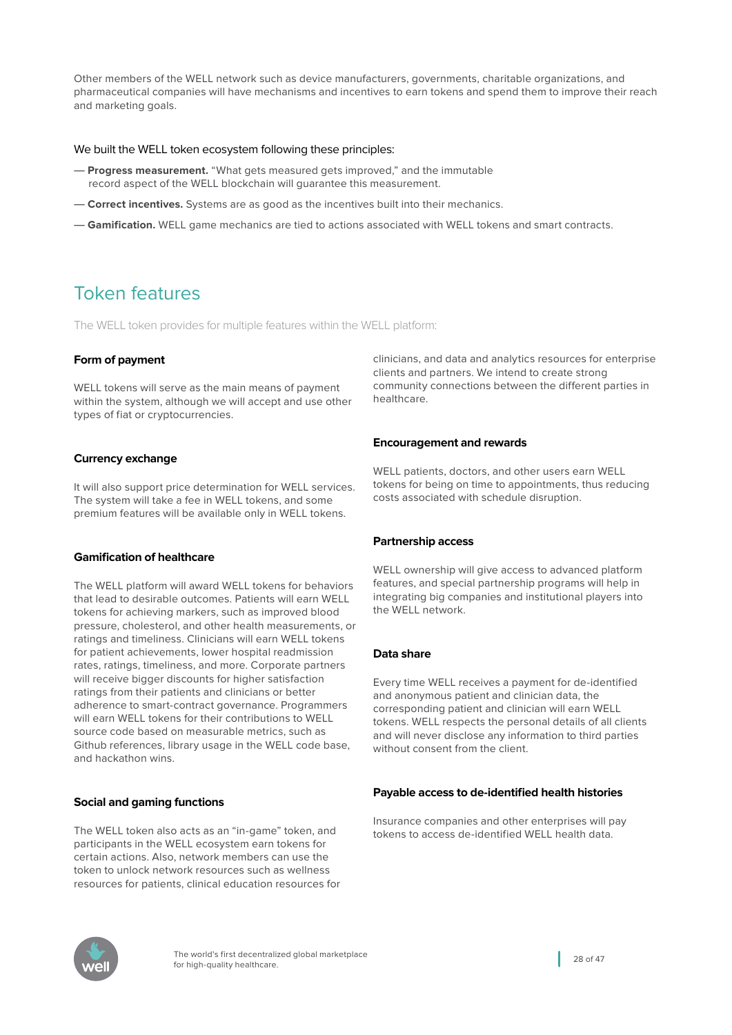Other members of the WELL network such as device manufacturers, governments, charitable organizations, and pharmaceutical companies will have mechanisms and incentives to earn tokens and spend them to improve their reach and marketing goals.

We built the WELL token ecosystem following these principles:

— **Progress measurement.** "What gets measured gets improved," and the immutable record aspect of the WELL blockchain will guarantee this measurement.

— **Correct incentives.** Systems are as good as the incentives built into their mechanics.

— **Gamification.** WELL game mechanics are tied to actions associated with WELL tokens and smart contracts.

## Token features

The WELL token provides for multiple features within the WELL platform:

### Form of payment

WELL tokens will serve as the main means of payment within the system, although we will accept and use other types of fiat or cryptocurrencies.

### Currency exchange

It will also support price determination for WELL services. The system will take a fee in WELL tokens, and some premium features will be available only in WELL tokens.

### Gamification of healthcare

The WELL platform will award WELL tokens for behaviors that lead to desirable outcomes. Patients will earn WELL tokens for achieving markers, such as improved blood pressure, cholesterol, and other health measurements, or ratings and timeliness. Clinicians will earn WELL tokens for patient achievements, lower hospital readmission rates, ratings, timeliness, and more. Corporate partners will receive bigger discounts for higher satisfaction ratings from their patients and clinicians or better adherence to smart-contract governance. Programmers will earn WELL tokens for their contributions to WELL source code based on measurable metrics, such as Github references, library usage in the WELL code base, and hackathon wins.

### Social and gaming functions

The WELL token also acts as an "in-game" token, and participants in the WELL ecosystem earn tokens for certain actions. Also, network members can use the token to unlock network resources such as wellness resources for patients, clinical education resources for clinicians, and data and analytics resources for enterprise clients and partners. We intend to create strong community connections between the different parties in healthcare.

### Encouragement and rewards

WELL patients, doctors, and other users earn WELL tokens for being on time to appointments, thus reducing costs associated with schedule disruption.

### Partnership access

WELL ownership will give access to advanced platform features, and special partnership programs will help in integrating big companies and institutional players into the WELL network.

### Data share

Every time WELL receives a payment for de-identified and anonymous patient and clinician data, the corresponding patient and clinician will earn WELL tokens. WELL respects the personal details of all clients and will never disclose any information to third parties without consent from the client.

### Payable access to de-identified health histories

Insurance companies and other enterprises will pay tokens to access de-identified WELL health data.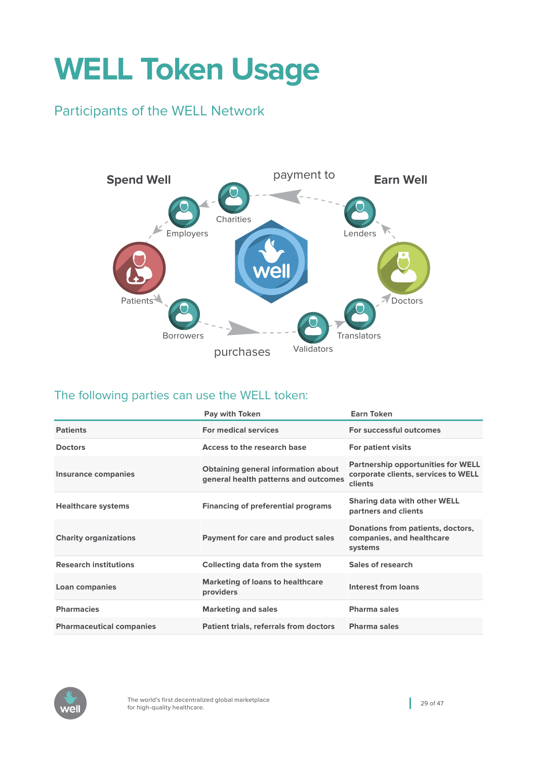# WELL Token Usage

## Participants of the WELL Network

Spend Well

payment to

Earn Well

Charities

Employers

Lenders

Patients

Doctors

Borrowers

Translators

Validators

purchases

## The following parties can use the WELL token:

| | Pay with Token | Earn Token |
|---|---|---|
| **Patients** | **For medical services** | **For successful outcomes** |
| **Doctors** | **Access to the research base** | **For patient visits** |
| **Insurance companies** | **Obtaining general information about general health patterns and outcomes** | **Partnership opportunities for WELL corporate clients, services to WELL clients** |
| **Healthcare systems** | **Financing of preferential programs** | **Sharing data with other WELL partners and clients** |
| **Charity organizations** | **Payment for care and product sales** | **Donations from patients, doctors, companies, and healthcare systems** |
| **Research institutions** | **Collecting data from the system** | **Sales of research** |
| **Loan companies** | **Marketing of loans to healthcare providers** | **Interest from loans** |
| **Pharmacies** | **Marketing and sales** | **Pharma sales** |
| **Pharmaceutical companies** | **Patient trials, referrals from doctors** | **Pharma sales** |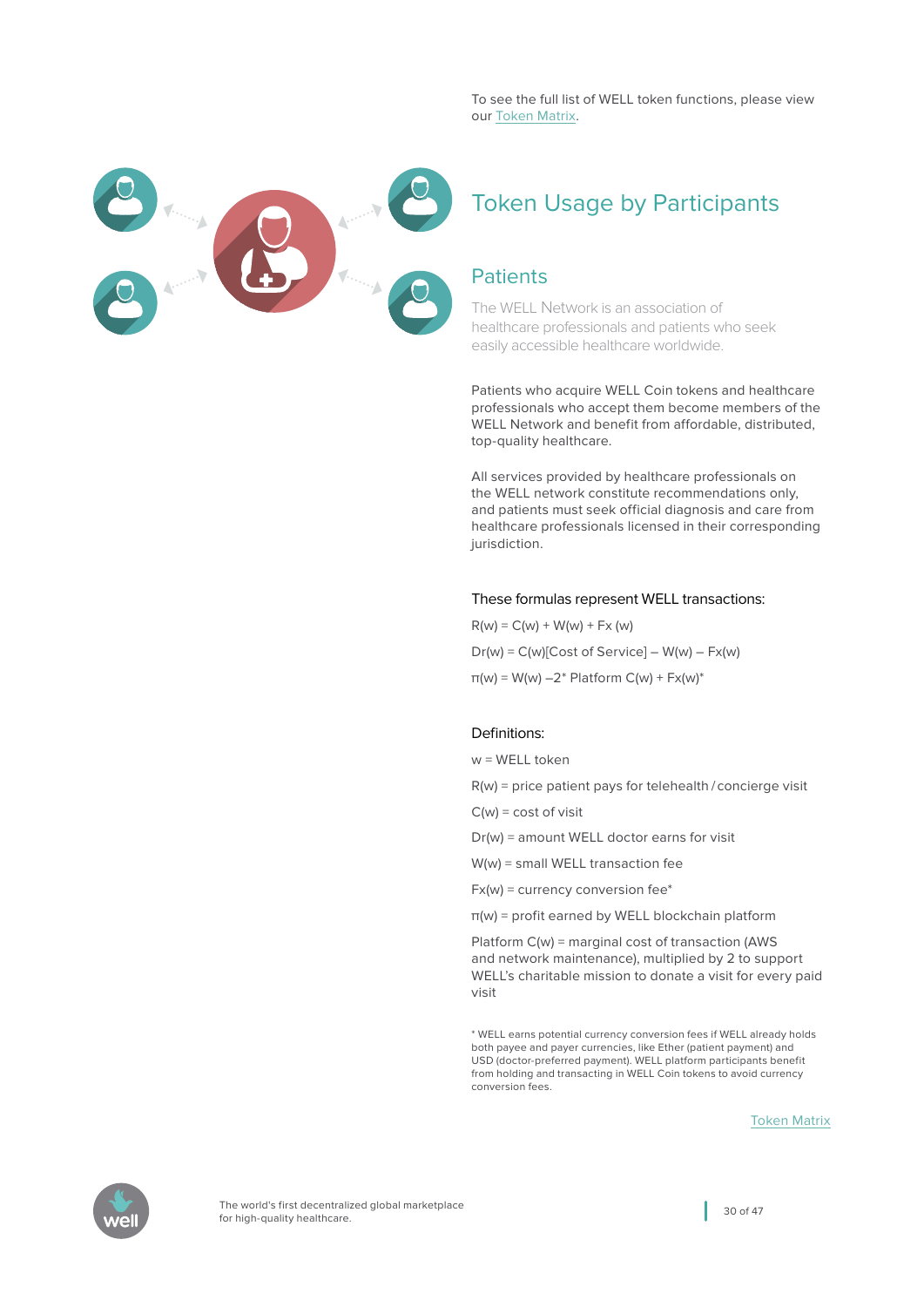To see the full list of WELL token functions, please view our Token Matrix.

# Token Usage by Participants

## Patients

The WELL Network is an association of healthcare professionals and patients who seek easily accessible healthcare worldwide.

Patients who acquire WELL Coin tokens and healthcare professionals who accept them become members of the WELL Network and benefit from affordable, distributed, top-quality healthcare.

All services provided by healthcare professionals on the WELL network constitute recommendations only, and patients must seek official diagnosis and care from healthcare professionals licensed in their corresponding jurisdiction.

These formulas represent WELL transactions:

$R(w) = C(w) + W(w) + Fx(w)$

$Dr(w) = C(w)[\text{Cost of Service}] - W(w) - Fx(w)$

$\pi(w) = W(w) - 2^{*}\ \text{Platform}\ C(w) + Fx(w)^{*}$

Definitions:

w = WELL token

R(w) = price patient pays for telehealth / concierge visit

C(w) = cost of visit

Dr(w) = amount WELL doctor earns for visit

W(w) = small WELL transaction fee

Fx(w) = currency conversion fee*

π(w) = profit earned by WELL blockchain platform

Platform C(w) = marginal cost of transaction (AWS and network maintenance), multiplied by 2 to support WELL's charitable mission to donate a visit for every paid visit

* WELL earns potential currency conversion fees if WELL already holds both payee and payer currencies, like Ether (patient payment) and USD (doctor-preferred payment). WELL platform participants benefit from holding and transacting in WELL Coin tokens to avoid currency conversion fees.

Token Matrix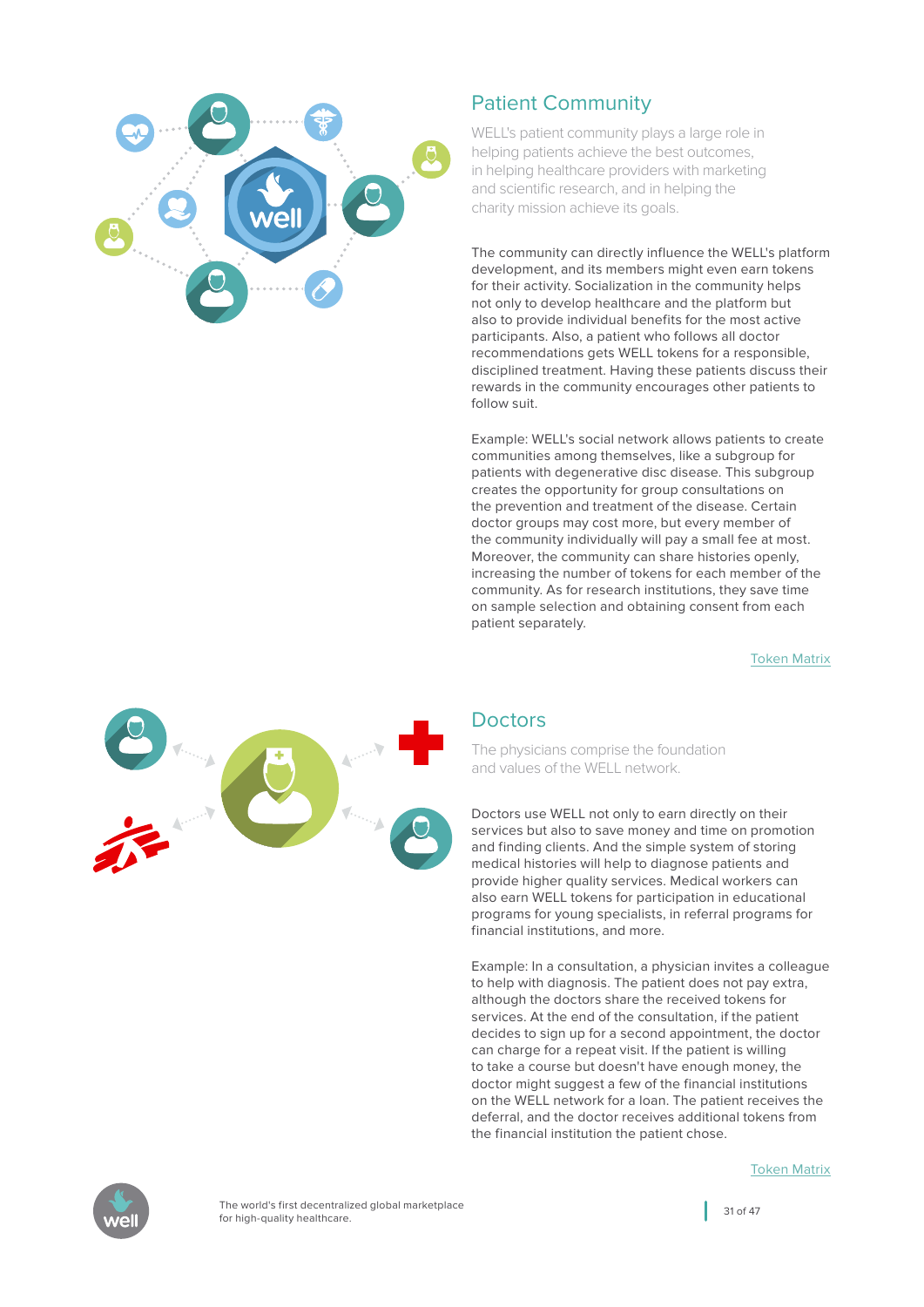## Patient Community

WELL's patient community plays a large role in helping patients achieve the best outcomes, in helping healthcare providers with marketing and scientific research, and in helping the charity mission achieve its goals.

The community can directly influence the WELL's platform development, and its members might even earn tokens for their activity. Socialization in the community helps not only to develop healthcare and the platform but also to provide individual benefits for the most active participants. Also, a patient who follows all doctor recommendations gets WELL tokens for a responsible, disciplined treatment. Having these patients discuss their rewards in the community encourages other patients to follow suit.

Example: WELL's social network allows patients to create communities among themselves, like a subgroup for patients with degenerative disc disease. This subgroup creates the opportunity for group consultations on the prevention and treatment of the disease. Certain doctor groups may cost more, but every member of the community individually will pay a small fee at most. Moreover, the community can share histories openly, increasing the number of tokens for each member of the community. As for research institutions, they save time on sample selection and obtaining consent from each patient separately.

Token Matrix

## Doctors

The physicians comprise the foundation and values of the WELL network.

Doctors use WELL not only to earn directly on their services but also to save money and time on promotion and finding clients. And the simple system of storing medical histories will help to diagnose patients and provide higher quality services. Medical workers can also earn WELL tokens for participation in educational programs for young specialists, in referral programs for financial institutions, and more.

Example: In a consultation, a physician invites a colleague to help with diagnosis. The patient does not pay extra, although the doctors share the received tokens for services. At the end of the consultation, if the patient decides to sign up for a second appointment, the doctor can charge for a repeat visit. If the patient is willing to take a course but doesn't have enough money, the doctor might suggest a few of the financial institutions on the WELL network for a loan. The patient receives the deferral, and the doctor receives additional tokens from the financial institution the patient chose.

Token Matrix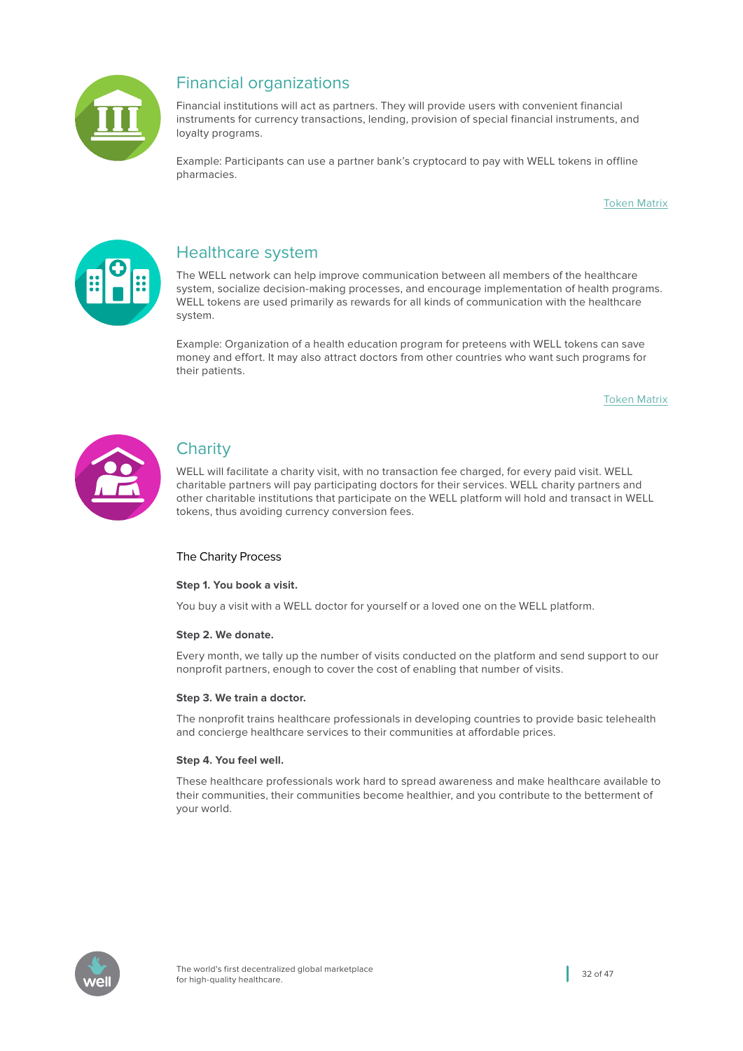## Financial organizations

Financial institutions will act as partners. They will provide users with convenient financial instruments for currency transactions, lending, provision of special financial instruments, and loyalty programs.

Example: Participants can use a partner bank's cryptocard to pay with WELL tokens in offline pharmacies.

Token Matrix

## Healthcare system

The WELL network can help improve communication between all members of the healthcare system, socialize decision-making processes, and encourage implementation of health programs. WELL tokens are used primarily as rewards for all kinds of communication with the healthcare system.

Example: Organization of a health education program for preteens with WELL tokens can save money and effort. It may also attract doctors from other countries who want such programs for their patients.

Token Matrix

## Charity

WELL will facilitate a charity visit, with no transaction fee charged, for every paid visit. WELL charitable partners will pay participating doctors for their services. WELL charity partners and other charitable institutions that participate on the WELL platform will hold and transact in WELL tokens, thus avoiding currency conversion fees.

### The Charity Process

**Step 1. You book a visit.**

You buy a visit with a WELL doctor for yourself or a loved one on the WELL platform.

**Step 2. We donate.**

Every month, we tally up the number of visits conducted on the platform and send support to our nonprofit partners, enough to cover the cost of enabling that number of visits.

**Step 3. We train a doctor.**

The nonprofit trains healthcare professionals in developing countries to provide basic telehealth and concierge healthcare services to their communities at affordable prices.

**Step 4. You feel well.**

These healthcare professionals work hard to spread awareness and make healthcare available to their communities, their communities become healthier, and you contribute to the betterment of your world.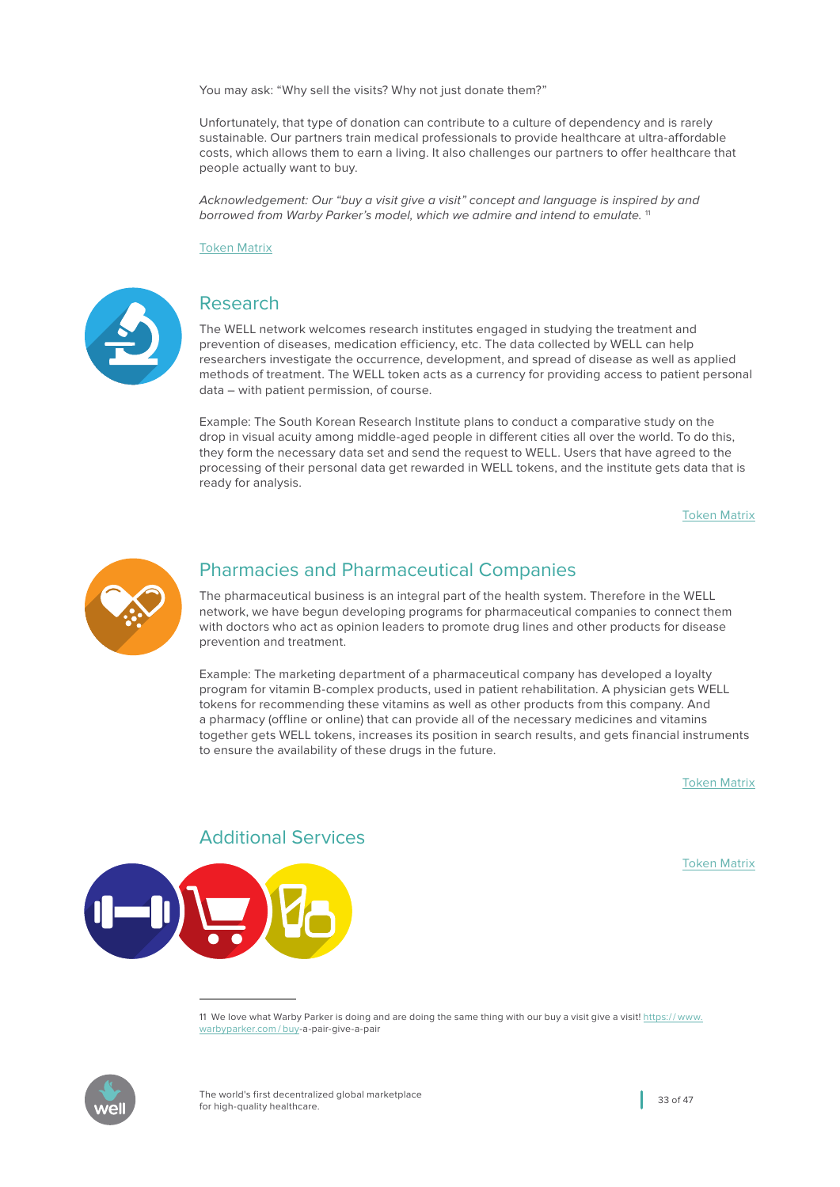You may ask: "Why sell the visits? Why not just donate them?"

Unfortunately, that type of donation can contribute to a culture of dependency and is rarely sustainable. Our partners train medical professionals to provide healthcare at ultra-affordable costs, which allows them to earn a living. It also challenges our partners to offer healthcare that people actually want to buy.

*Acknowledgement: Our "buy a visit give a visit" concept and language is inspired by and borrowed from Warby Parker's model, which we admire and intend to emulate.* [11]

Token Matrix

## Research

The WELL network welcomes research institutes engaged in studying the treatment and prevention of diseases, medication efficiency, etc. The data collected by WELL can help researchers investigate the occurrence, development, and spread of disease as well as applied methods of treatment. The WELL token acts as a currency for providing access to patient personal data – with patient permission, of course.

Example: The South Korean Research Institute plans to conduct a comparative study on the drop in visual acuity among middle-aged people in different cities all over the world. To do this, they form the necessary data set and send the request to WELL. Users that have agreed to the processing of their personal data get rewarded in WELL tokens, and the institute gets data that is ready for analysis.

Token Matrix

## Pharmacies and Pharmaceutical Companies

The pharmaceutical business is an integral part of the health system. Therefore in the WELL network, we have begun developing programs for pharmaceutical companies to connect them with doctors who act as opinion leaders to promote drug lines and other products for disease prevention and treatment.

Example: The marketing department of a pharmaceutical company has developed a loyalty program for vitamin B-complex products, used in patient rehabilitation. A physician gets WELL tokens for recommending these vitamins as well as other products from this company. And a pharmacy (offline or online) that can provide all of the necessary medicines and vitamins together gets WELL tokens, increases its position in search results, and gets financial instruments to ensure the availability of these drugs in the future.

Token Matrix

## Additional Services

Token Matrix

---

[11] We love what Warby Parker is doing and are doing the same thing with our buy a visit give a visit! https://www.warbyparker.com/buy-a-pair-give-a-pair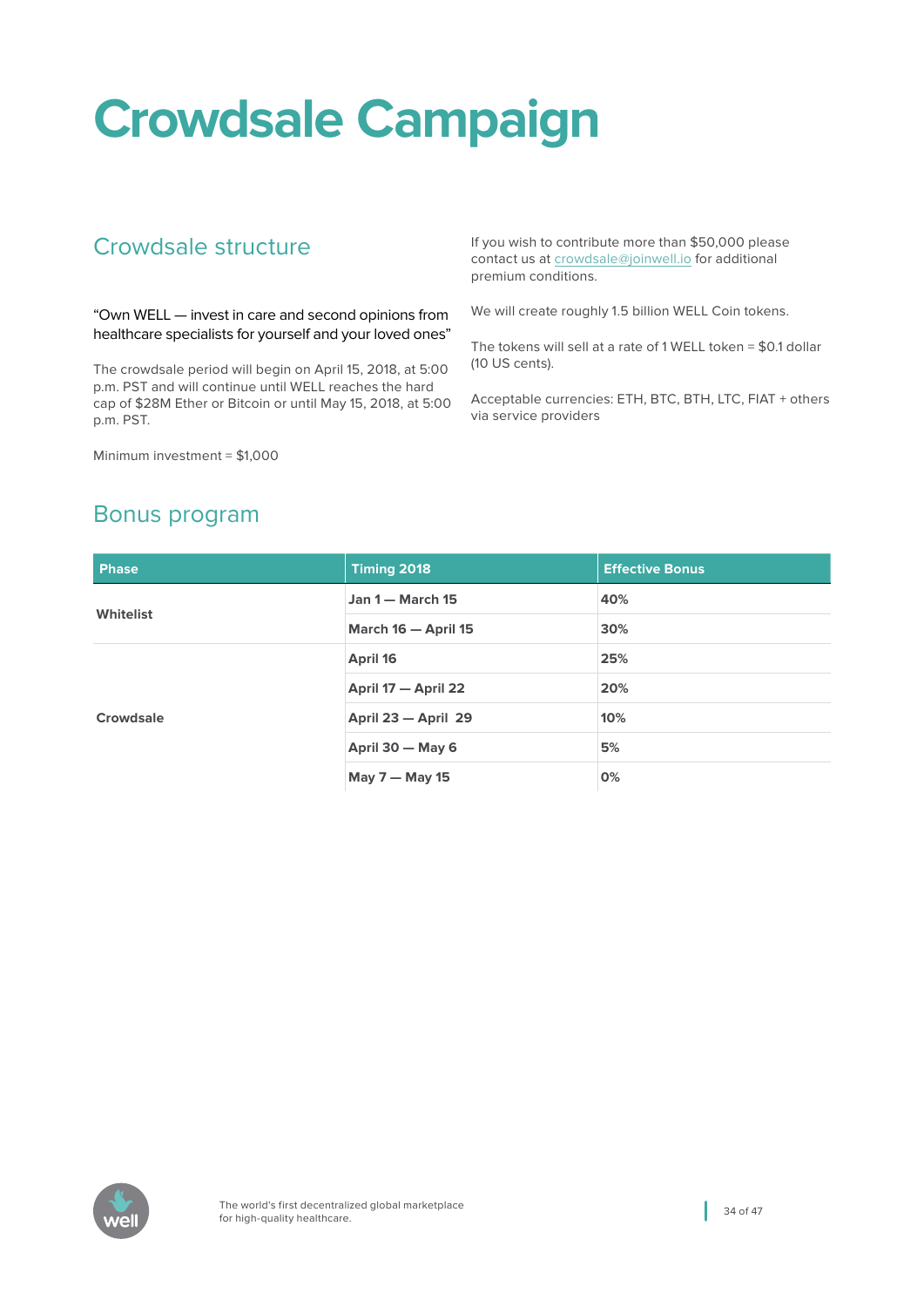# Crowdsale Campaign

## Crowdsale structure

"Own WELL — invest in care and second opinions from healthcare specialists for yourself and your loved ones"

The crowdsale period will begin on April 15, 2018, at 5:00 p.m. PST and will continue until WELL reaches the hard cap of $28M Ether or Bitcoin or until May 15, 2018, at 5:00 p.m. PST.

Minimum investment = $1,000

If you wish to contribute more than $50,000 please contact us at crowdsale@joinwell.io for additional premium conditions.

We will create roughly 1.5 billion WELL Coin tokens.

The tokens will sell at a rate of 1 WELL token = $0.1 dollar (10 US cents).

Acceptable currencies: ETH, BTC, BTH, LTC, FIAT + others via service providers

## Bonus program

| Phase | Timing 2018 | Effective Bonus |
|---|---|---|
| Whitelist | Jan 1 — March 15 | 40% |
| | March 16 — April 15 | 30% |
| Crowdsale | April 16 | 25% |
| | April 17 — April 22 | 20% |
| | April 23 — April 29 | 10% |
| | April 30 — May 6 | 5% |
| | May 7 — May 15 | 0% |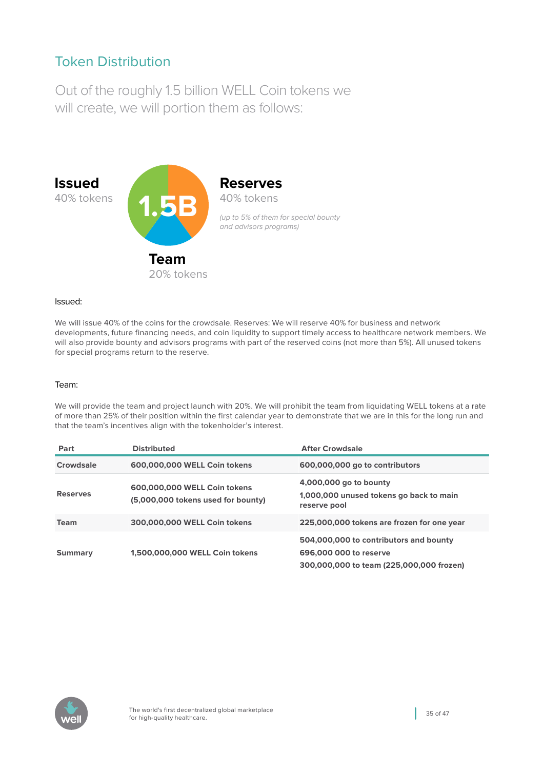## Token Distribution

Out of the roughly 1.5 billion WELL Coin tokens we will create, we will portion them as follows:

**Issued**
40% tokens

1.5B

**Reserves**
40% tokens

*(up to 5% of them for special bounty and advisors programs)*

**Team**
20% tokens

Issued:

We will issue 40% of the coins for the crowdsale. Reserves: We will reserve 40% for business and network developments, future financing needs, and coin liquidity to support timely access to healthcare network members. We will also provide bounty and advisors programs with part of the reserved coins (not more than 5%). All unused tokens for special programs return to the reserve.

Team:

We will provide the team and project launch with 20%. We will prohibit the team from liquidating WELL tokens at a rate of more than 25% of their position within the first calendar year to demonstrate that we are in this for the long run and that the team's incentives align with the tokenholder's interest.

| Part | Distributed | After Crowdsale |
| --- | --- | --- |
| **Crowdsale** | **600,000,000 WELL Coin tokens** | **600,000,000 go to contributors** |
| **Reserves** | **600,000,000 WELL Coin tokens (5,000,000 tokens used for bounty)** | **4,000,000 go to bounty 1,000,000 unused tokens go back to main reserve pool** |
| **Team** | **300,000,000 WELL Coin tokens** | **225,000,000 tokens are frozen for one year** |
| **Summary** | **1,500,000,000 WELL Coin tokens** | **504,000,000 to contributors and bounty 696,000 000 to reserve 300,000,000 to team (225,000,000 frozen)** |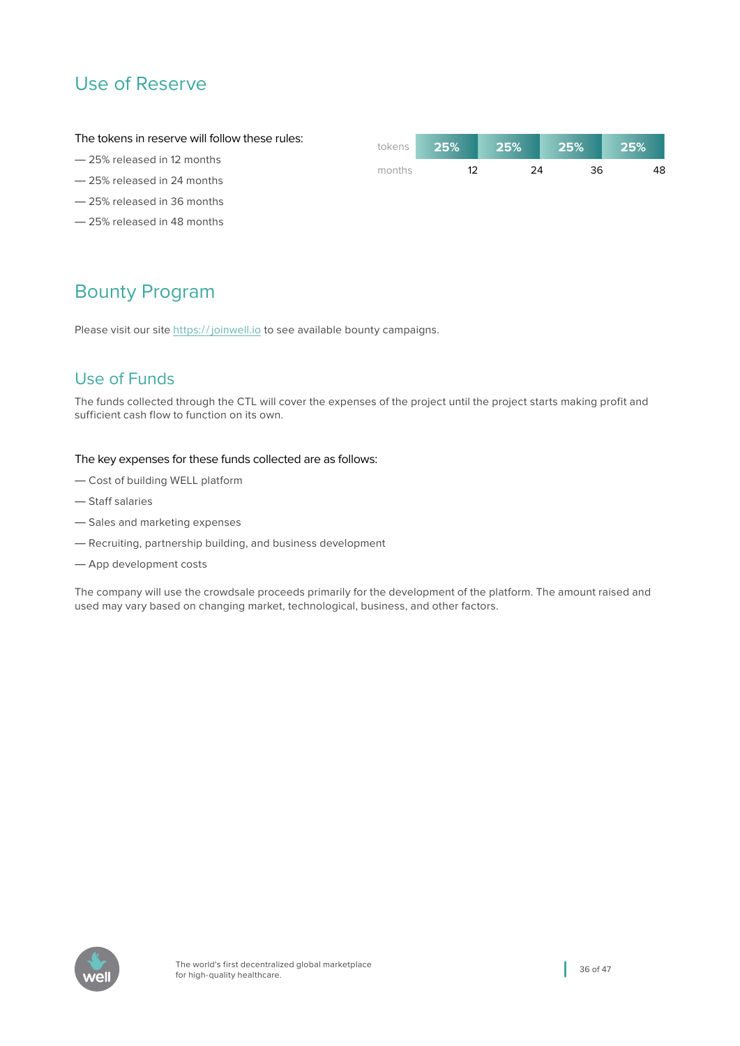## Use of Reserve

The tokens in reserve will follow these rules:

— 25% released in 12 months

— 25% released in 24 months

— 25% released in 36 months

— 25% released in 48 months

| tokens | 25% | 25% | 25% | 25% |
|---|---|---|---|---|
| months | 12 | 24 | 36 | 48 |

## Bounty Program

Please visit our site https://joinwell.io to see available bounty campaigns.

## Use of Funds

The funds collected through the CTL will cover the expenses of the project until the project starts making profit and sufficient cash flow to function on its own.

The key expenses for these funds collected are as follows:

— Cost of building WELL platform

— Staff salaries

— Sales and marketing expenses

— Recruiting, partnership building, and business development

— App development costs

The company will use the crowdsale proceeds primarily for the development of the platform. The amount raised and used may vary based on changing market, technological, business, and other factors.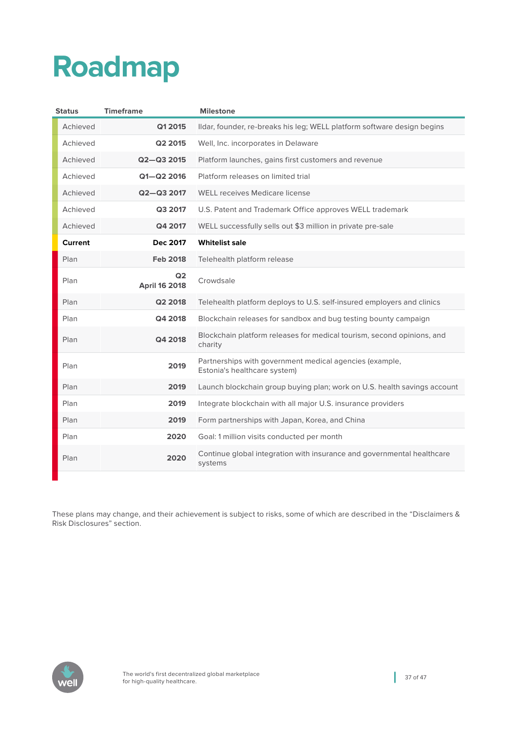# Roadmap

| Status | Timeframe | Milestone |
|---|---|---|
| Achieved | **Q1 2015** | Ildar, founder, re-breaks his leg; WELL platform software design begins |
| Achieved | **Q2 2015** | Well, Inc. incorporates in Delaware |
| Achieved | **Q2—Q3 2015** | Platform launches, gains first customers and revenue |
| Achieved | **Q1—Q2 2016** | Platform releases on limited trial |
| Achieved | **Q2—Q3 2017** | WELL receives Medicare license |
| Achieved | **Q3 2017** | U.S. Patent and Trademark Office approves WELL trademark |
| Achieved | **Q4 2017** | WELL successfully sells out $3 million in private pre-sale |
| **Current** | **Dec 2017** | **Whitelist sale** |
| Plan | **Feb 2018** | Telehealth platform release |
| Plan | **Q2 April 16 2018** | Crowdsale |
| Plan | **Q2 2018** | Telehealth platform deploys to U.S. self-insured employers and clinics |
| Plan | **Q4 2018** | Blockchain releases for sandbox and bug testing bounty campaign |
| Plan | **Q4 2018** | Blockchain platform releases for medical tourism, second opinions, and charity |
| Plan | **2019** | Partnerships with government medical agencies (example, Estonia's healthcare system) |
| Plan | **2019** | Launch blockchain group buying plan; work on U.S. health savings account |
| Plan | **2019** | Integrate blockchain with all major U.S. insurance providers |
| Plan | **2019** | Form partnerships with Japan, Korea, and China |
| Plan | **2020** | Goal: 1 million visits conducted per month |
| Plan | **2020** | Continue global integration with insurance and governmental healthcare systems |

These plans may change, and their achievement is subject to risks, some of which are described in the "Disclaimers & Risk Disclosures" section.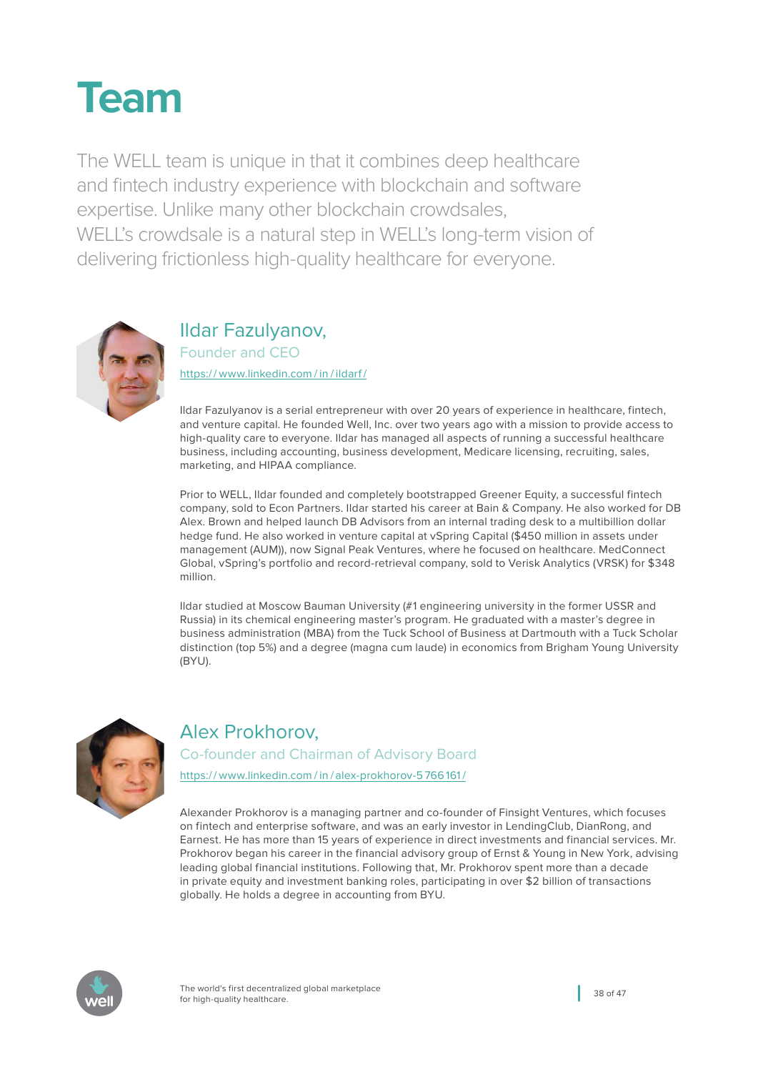# Team

The WELL team is unique in that it combines deep healthcare and fintech industry experience with blockchain and software expertise. Unlike many other blockchain crowdsales, WELL's crowdsale is a natural step in WELL's long-term vision of delivering frictionless high-quality healthcare for everyone.

## Ildar Fazulyanov,

Founder and CEO

https://www.linkedin.com/in/ildarf/

Ildar Fazulyanov is a serial entrepreneur with over 20 years of experience in healthcare, fintech, and venture capital. He founded Well, Inc. over two years ago with a mission to provide access to high-quality care to everyone. Ildar has managed all aspects of running a successful healthcare business, including accounting, business development, Medicare licensing, recruiting, sales, marketing, and HIPAA compliance.

Prior to WELL, Ildar founded and completely bootstrapped Greener Equity, a successful fintech company, sold to Econ Partners. Ildar started his career at Bain & Company. He also worked for DB Alex. Brown and helped launch DB Advisors from an internal trading desk to a multibillion dollar hedge fund. He also worked in venture capital at vSpring Capital ($450 million in assets under management (AUM)), now Signal Peak Ventures, where he focused on healthcare. MedConnect Global, vSpring's portfolio and record-retrieval company, sold to Verisk Analytics (VRSK) for $348 million.

Ildar studied at Moscow Bauman University (#1 engineering university in the former USSR and Russia) in its chemical engineering master's program. He graduated with a master's degree in business administration (MBA) from the Tuck School of Business at Dartmouth with a Tuck Scholar distinction (top 5%) and a degree (magna cum laude) in economics from Brigham Young University (BYU).

## Alex Prokhorov,

Co-founder and Chairman of Advisory Board

https://www.linkedin.com/in/alex-prokhorov-5766161/

Alexander Prokhorov is a managing partner and co-founder of Finsight Ventures, which focuses on fintech and enterprise software, and was an early investor in LendingClub, DianRong, and Earnest. He has more than 15 years of experience in direct investments and financial services. Mr. Prokhorov began his career in the financial advisory group of Ernst & Young in New York, advising leading global financial institutions. Following that, Mr. Prokhorov spent more than a decade in private equity and investment banking roles, participating in over $2 billion of transactions globally. He holds a degree in accounting from BYU.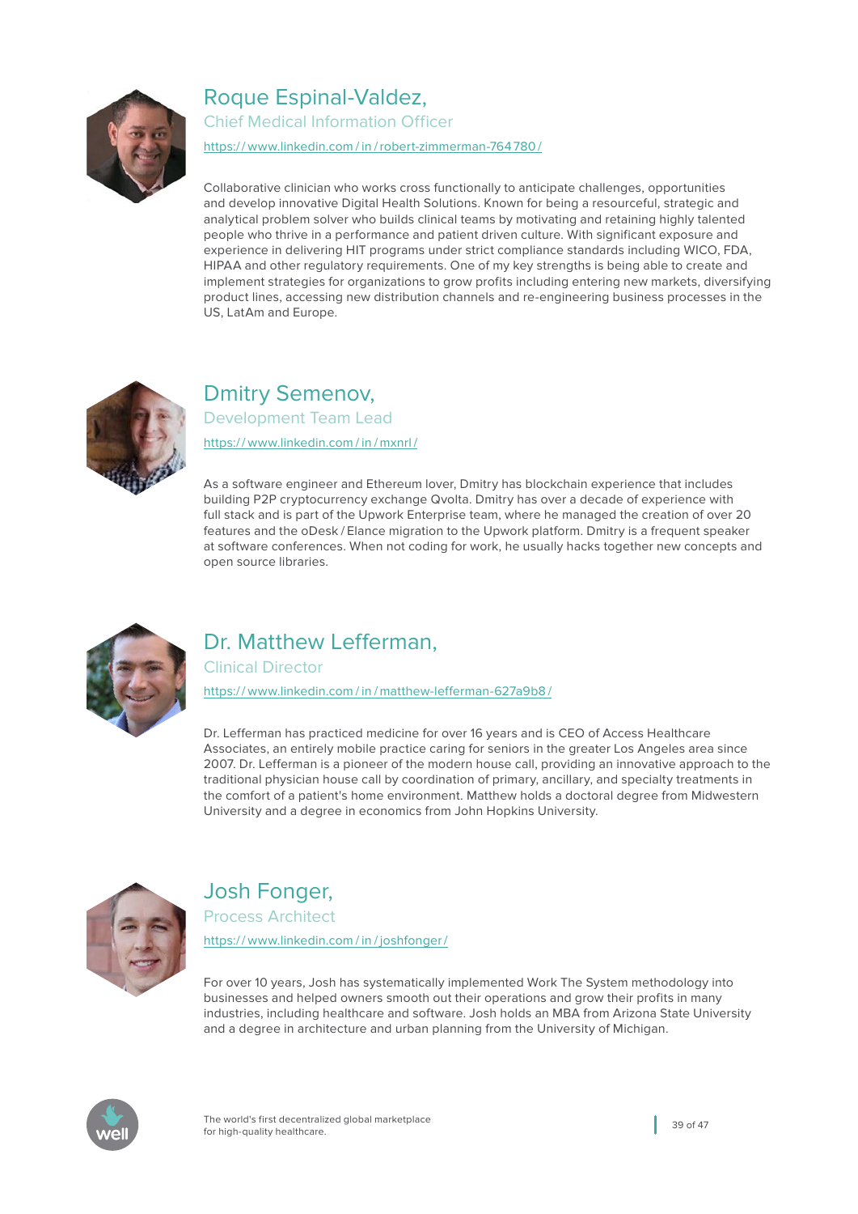## Roque Espinal-Valdez,

### Chief Medical Information Officer

https://www.linkedin.com/in/robert-zimmerman-764780/

Collaborative clinician who works cross functionally to anticipate challenges, opportunities and develop innovative Digital Health Solutions. Known for being a resourceful, strategic and analytical problem solver who builds clinical teams by motivating and retaining highly talented people who thrive in a performance and patient driven culture. With significant exposure and experience in delivering HIT programs under strict compliance standards including WICO, FDA, HIPAA and other regulatory requirements. One of my key strengths is being able to create and implement strategies for organizations to grow profits including entering new markets, diversifying product lines, accessing new distribution channels and re-engineering business processes in the US, LatAm and Europe.

## Dmitry Semenov,

### Development Team Lead

https://www.linkedin.com/in/mxnrl/

As a software engineer and Ethereum lover, Dmitry has blockchain experience that includes building P2P cryptocurrency exchange Qvolta. Dmitry has over a decade of experience with full stack and is part of the Upwork Enterprise team, where he managed the creation of over 20 features and the oDesk / Elance migration to the Upwork platform. Dmitry is a frequent speaker at software conferences. When not coding for work, he usually hacks together new concepts and open source libraries.

## Dr. Matthew Lefferman,

### Clinical Director

https://www.linkedin.com/in/matthew-lefferman-627a9b8/

Dr. Lefferman has practiced medicine for over 16 years and is CEO of Access Healthcare Associates, an entirely mobile practice caring for seniors in the greater Los Angeles area since 2007. Dr. Lefferman is a pioneer of the modern house call, providing an innovative approach to the traditional physician house call by coordination of primary, ancillary, and specialty treatments in the comfort of a patient's home environment. Matthew holds a doctoral degree from Midwestern University and a degree in economics from John Hopkins University.

## Josh Fonger,

### Process Architect

https://www.linkedin.com/in/joshfonger/

For over 10 years, Josh has systematically implemented Work The System methodology into businesses and helped owners smooth out their operations and grow their profits in many industries, including healthcare and software. Josh holds an MBA from Arizona State University and a degree in architecture and urban planning from the University of Michigan.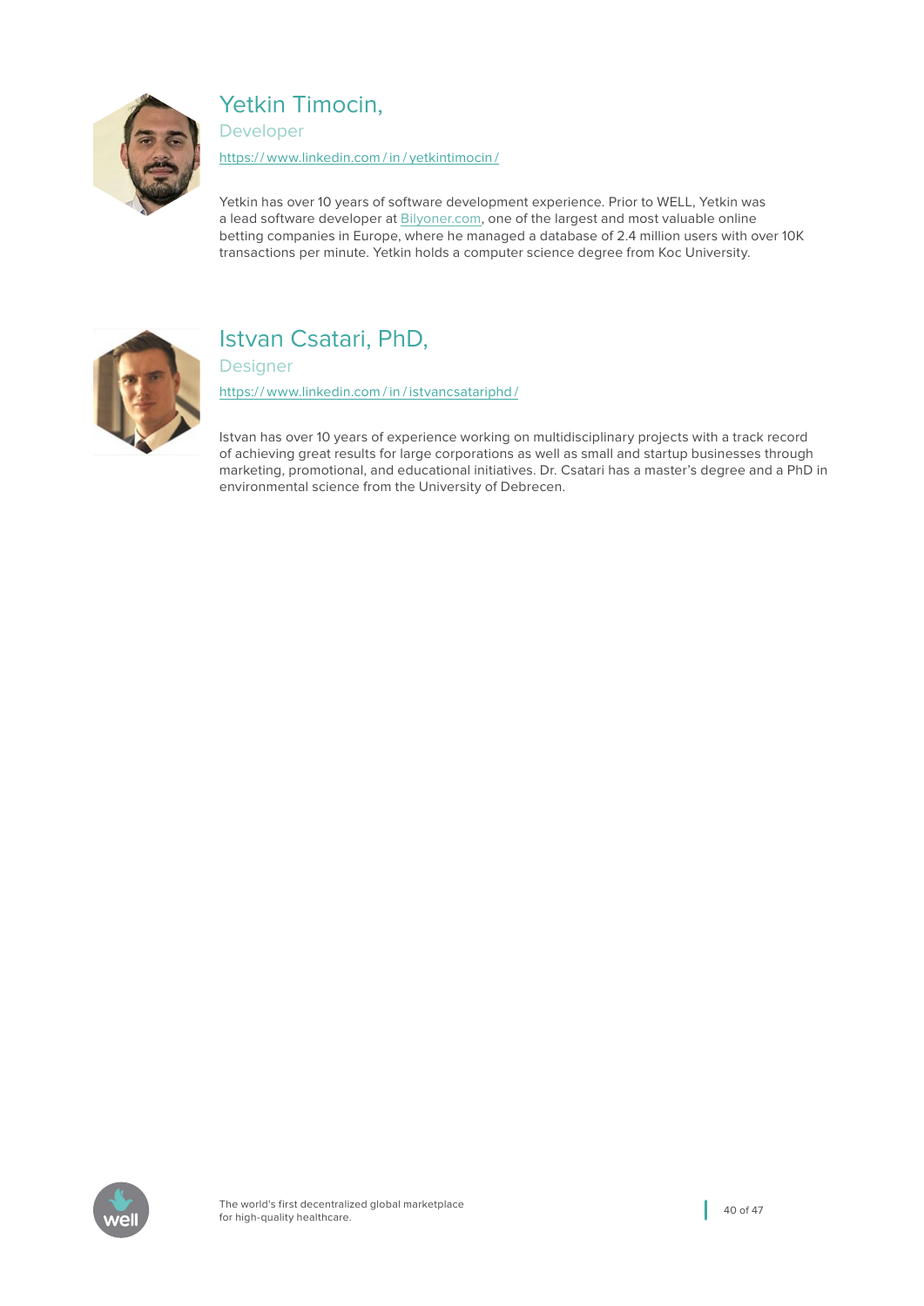## Yetkin Timocin,

### Developer

https://www.linkedin.com/in/yetkintimocin/

Yetkin has over 10 years of software development experience. Prior to WELL, Yetkin was a lead software developer at Bilyoner.com, one of the largest and most valuable online betting companies in Europe, where he managed a database of 2.4 million users with over 10K transactions per minute. Yetkin holds a computer science degree from Koc University.

## Istvan Csatari, PhD,

### Designer

https://www.linkedin.com/in/istvancsatariphd/

Istvan has over 10 years of experience working on multidisciplinary projects with a track record of achieving great results for large corporations as well as small and startup businesses through marketing, promotional, and educational initiatives. Dr. Csatari has a master's degree and a PhD in environmental science from the University of Debrecen.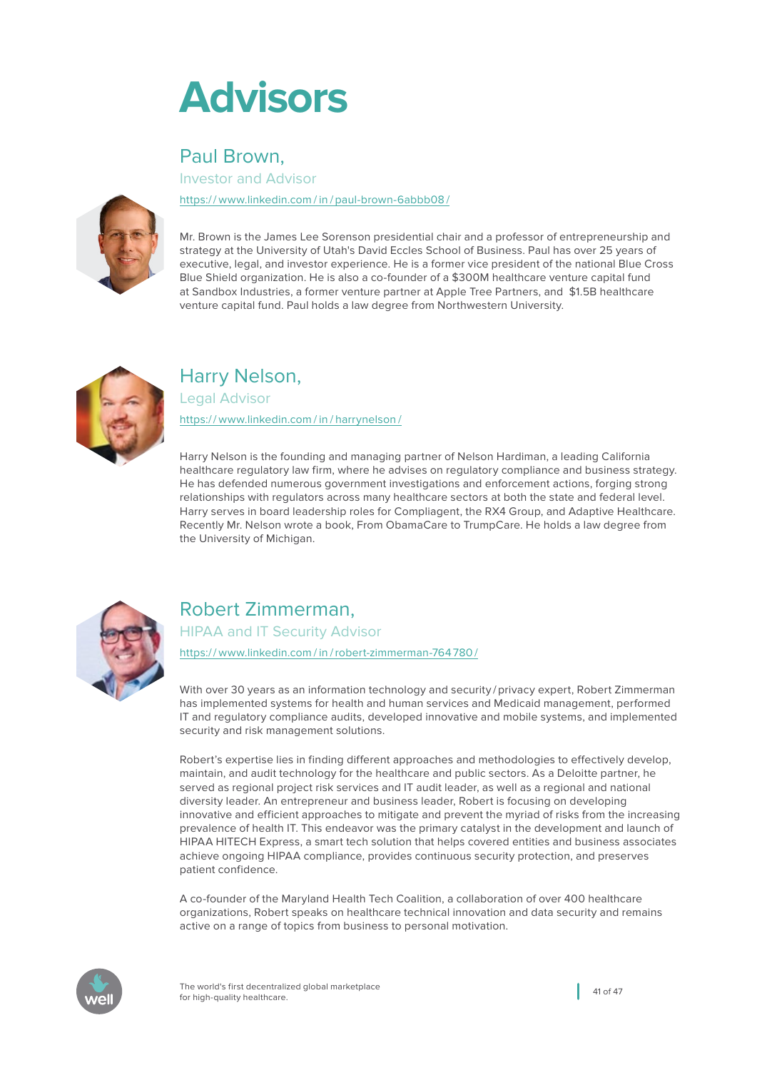# Advisors

## Paul Brown,

Investor and Advisor

https://www.linkedin.com/in/paul-brown-6abbb08/

Mr. Brown is the James Lee Sorenson presidential chair and a professor of entrepreneurship and strategy at the University of Utah's David Eccles School of Business. Paul has over 25 years of executive, legal, and investor experience. He is a former vice president of the national Blue Cross Blue Shield organization. He is also a co-founder of a $300M healthcare venture capital fund at Sandbox Industries, a former venture partner at Apple Tree Partners, and $1.5B healthcare venture capital fund. Paul holds a law degree from Northwestern University.

## Harry Nelson,

Legal Advisor

https://www.linkedin.com/in/harrynelson/

Harry Nelson is the founding and managing partner of Nelson Hardiman, a leading California healthcare regulatory law firm, where he advises on regulatory compliance and business strategy. He has defended numerous government investigations and enforcement actions, forging strong relationships with regulators across many healthcare sectors at both the state and federal level. Harry serves in board leadership roles for Compliagent, the RX4 Group, and Adaptive Healthcare. Recently Mr. Nelson wrote a book, From ObamaCare to TrumpCare. He holds a law degree from the University of Michigan.

## Robert Zimmerman,

HIPAA and IT Security Advisor

https://www.linkedin.com/in/robert-zimmerman-764780/

With over 30 years as an information technology and security/privacy expert, Robert Zimmerman has implemented systems for health and human services and Medicaid management, performed IT and regulatory compliance audits, developed innovative and mobile systems, and implemented security and risk management solutions.

Robert's expertise lies in finding different approaches and methodologies to effectively develop, maintain, and audit technology for the healthcare and public sectors. As a Deloitte partner, he served as regional project risk services and IT audit leader, as well as a regional and national diversity leader. An entrepreneur and business leader, Robert is focusing on developing innovative and efficient approaches to mitigate and prevent the myriad of risks from the increasing prevalence of health IT. This endeavor was the primary catalyst in the development and launch of HIPAA HITECH Express, a smart tech solution that helps covered entities and business associates achieve ongoing HIPAA compliance, provides continuous security protection, and preserves patient confidence.

A co-founder of the Maryland Health Tech Coalition, a collaboration of over 400 healthcare organizations, Robert speaks on healthcare technical innovation and data security and remains active on a range of topics from business to personal motivation.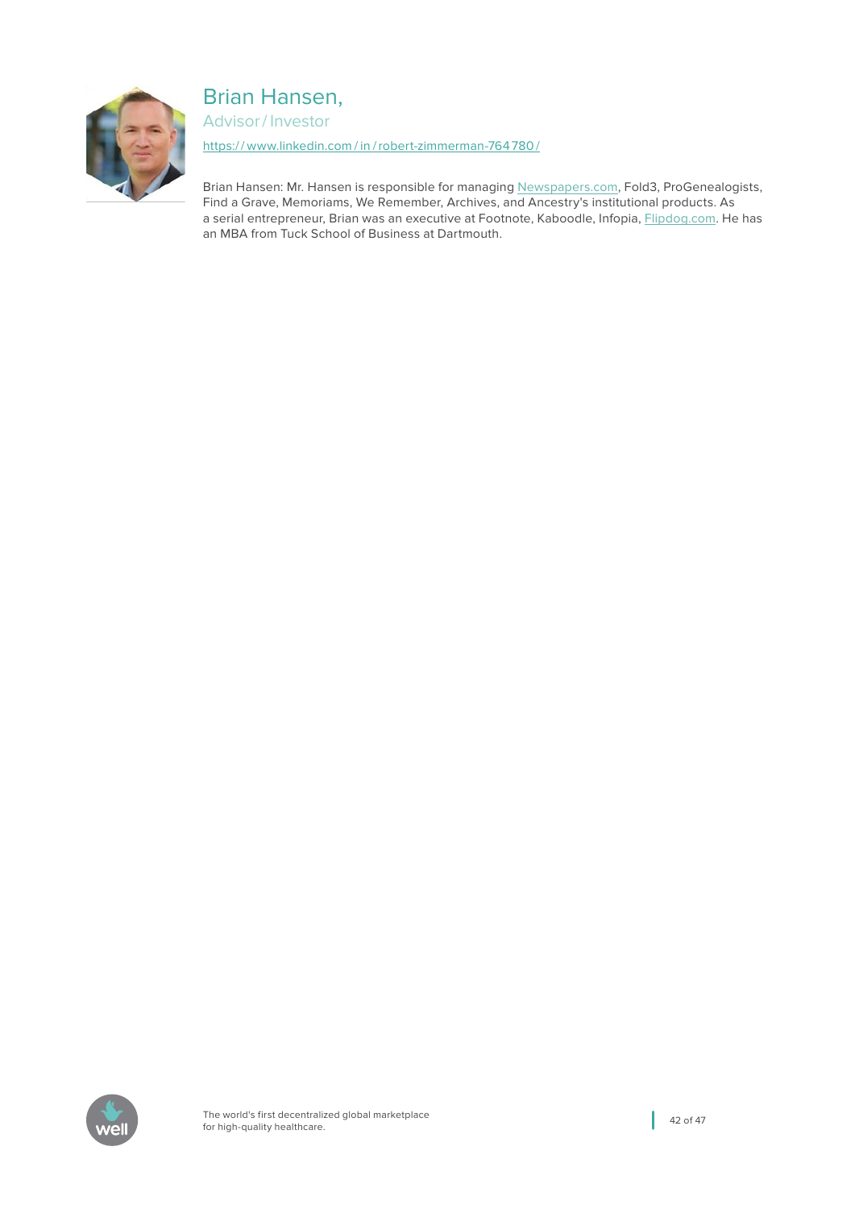## Brian Hansen,

Advisor / Investor

https://www.linkedin.com/in/robert-zimmerman-764780/

Brian Hansen: Mr. Hansen is responsible for managing Newspapers.com, Fold3, ProGenealogists, Find a Grave, Memoriams, We Remember, Archives, and Ancestry's institutional products. As a serial entrepreneur, Brian was an executive at Footnote, Kaboodle, Infopia, Flipdog.com. He has an MBA from Tuck School of Business at Dartmouth.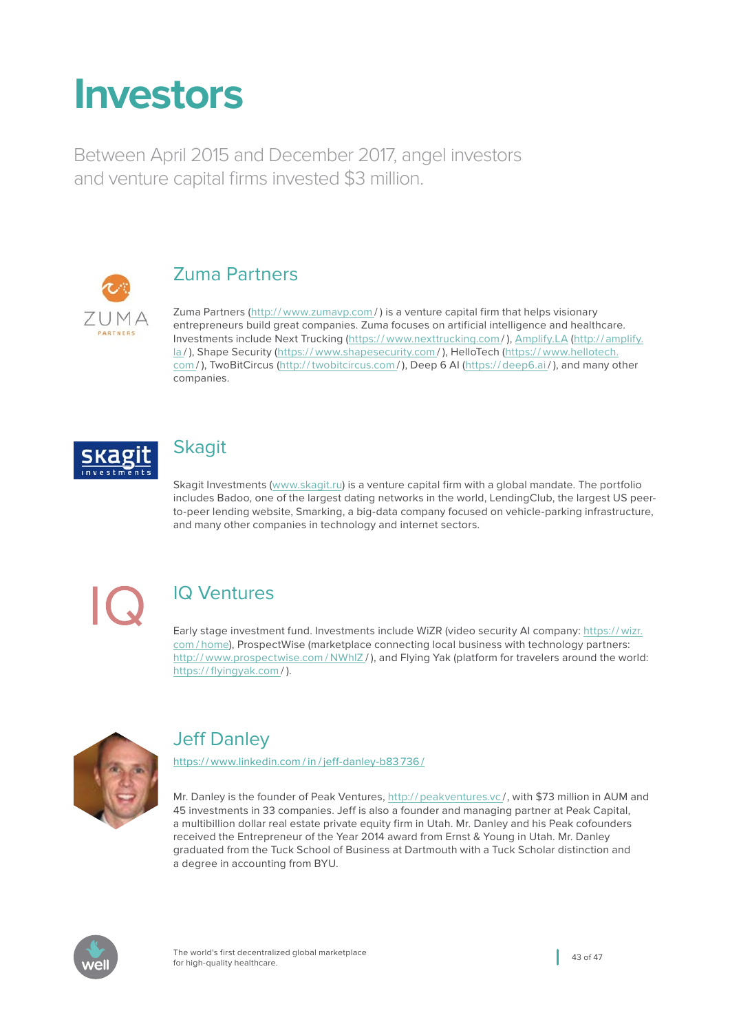# Investors

Between April 2015 and December 2017, angel investors and venture capital firms invested $3 million.

## Zuma Partners

Zuma Partners (http://www.zumavp.com/) is a venture capital firm that helps visionary entrepreneurs build great companies. Zuma focuses on artificial intelligence and healthcare. Investments include Next Trucking (https://www.nexttrucking.com/), Amplify.LA (http://amplify.la/), Shape Security (https://www.shapesecurity.com/), HelloTech (https://www.hellotech.com/), TwoBitCircus (http://twobitcircus.com/), Deep 6 AI (https://deep6.ai/), and many other companies.

## Skagit

Skagit Investments (www.skagit.ru) is a venture capital firm with a global mandate. The portfolio includes Badoo, one of the largest dating networks in the world, LendingClub, the largest US peer-to-peer lending website, Smarking, a big-data company focused on vehicle-parking infrastructure, and many other companies in technology and internet sectors.

## IQ Ventures

Early stage investment fund. Investments include WiZR (video security AI company: https://wizr.com/home), ProspectWise (marketplace connecting local business with technology partners: http://www.prospectwise.com/NWhlZ/), and Flying Yak (platform for travelers around the world: https://flyingyak.com/).

## Jeff Danley

https://www.linkedin.com/in/jeff-danley-b83736/

Mr. Danley is the founder of Peak Ventures, http://peakventures.vc/, with $73 million in AUM and 45 investments in 33 companies. Jeff is also a founder and managing partner at Peak Capital, a multibillion dollar real estate private equity firm in Utah. Mr. Danley and his Peak cofounders received the Entrepreneur of the Year 2014 award from Ernst & Young in Utah. Mr. Danley graduated from the Tuck School of Business at Dartmouth with a Tuck Scholar distinction and a degree in accounting from BYU.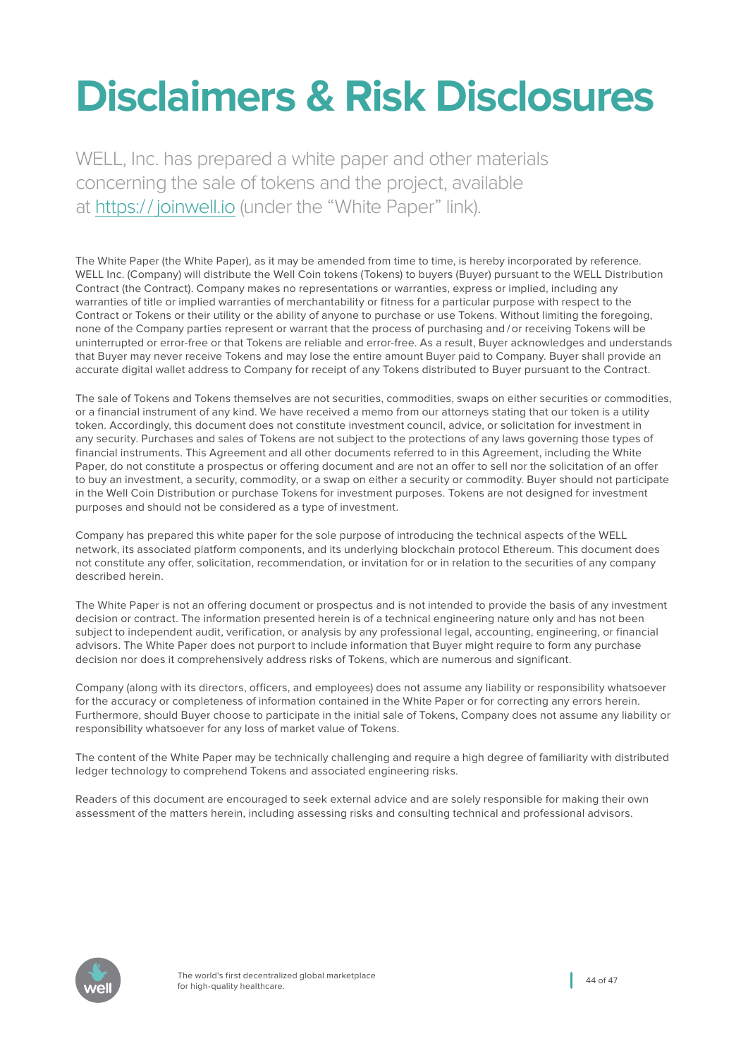# Disclaimers & Risk Disclosures

WELL, Inc. has prepared a white paper and other materials concerning the sale of tokens and the project, available at [https:// joinwell.io](https://joinwell.io) (under the "White Paper" link).

The White Paper (the White Paper), as it may be amended from time to time, is hereby incorporated by reference. WELL Inc. (Company) will distribute the Well Coin tokens (Tokens) to buyers (Buyer) pursuant to the WELL Distribution Contract (the Contract). Company makes no representations or warranties, express or implied, including any warranties of title or implied warranties of merchantability or fitness for a particular purpose with respect to the Contract or Tokens or their utility or the ability of anyone to purchase or use Tokens. Without limiting the foregoing, none of the Company parties represent or warrant that the process of purchasing and / or receiving Tokens will be uninterrupted or error-free or that Tokens are reliable and error-free. As a result, Buyer acknowledges and understands that Buyer may never receive Tokens and may lose the entire amount Buyer paid to Company. Buyer shall provide an accurate digital wallet address to Company for receipt of any Tokens distributed to Buyer pursuant to the Contract.

The sale of Tokens and Tokens themselves are not securities, commodities, swaps on either securities or commodities, or a financial instrument of any kind. We have received a memo from our attorneys stating that our token is a utility token. Accordingly, this document does not constitute investment council, advice, or solicitation for investment in any security. Purchases and sales of Tokens are not subject to the protections of any laws governing those types of financial instruments. This Agreement and all other documents referred to in this Agreement, including the White Paper, do not constitute a prospectus or offering document and are not an offer to sell nor the solicitation of an offer to buy an investment, a security, commodity, or a swap on either a security or commodity. Buyer should not participate in the Well Coin Distribution or purchase Tokens for investment purposes. Tokens are not designed for investment purposes and should not be considered as a type of investment.

Company has prepared this white paper for the sole purpose of introducing the technical aspects of the WELL network, its associated platform components, and its underlying blockchain protocol Ethereum. This document does not constitute any offer, solicitation, recommendation, or invitation for or in relation to the securities of any company described herein.

The White Paper is not an offering document or prospectus and is not intended to provide the basis of any investment decision or contract. The information presented herein is of a technical engineering nature only and has not been subject to independent audit, verification, or analysis by any professional legal, accounting, engineering, or financial advisors. The White Paper does not purport to include information that Buyer might require to form any purchase decision nor does it comprehensively address risks of Tokens, which are numerous and significant.

Company (along with its directors, officers, and employees) does not assume any liability or responsibility whatsoever for the accuracy or completeness of information contained in the White Paper or for correcting any errors herein. Furthermore, should Buyer choose to participate in the initial sale of Tokens, Company does not assume any liability or responsibility whatsoever for any loss of market value of Tokens.

The content of the White Paper may be technically challenging and require a high degree of familiarity with distributed ledger technology to comprehend Tokens and associated engineering risks.

Readers of this document are encouraged to seek external advice and are solely responsible for making their own assessment of the matters herein, including assessing risks and consulting technical and professional advisors.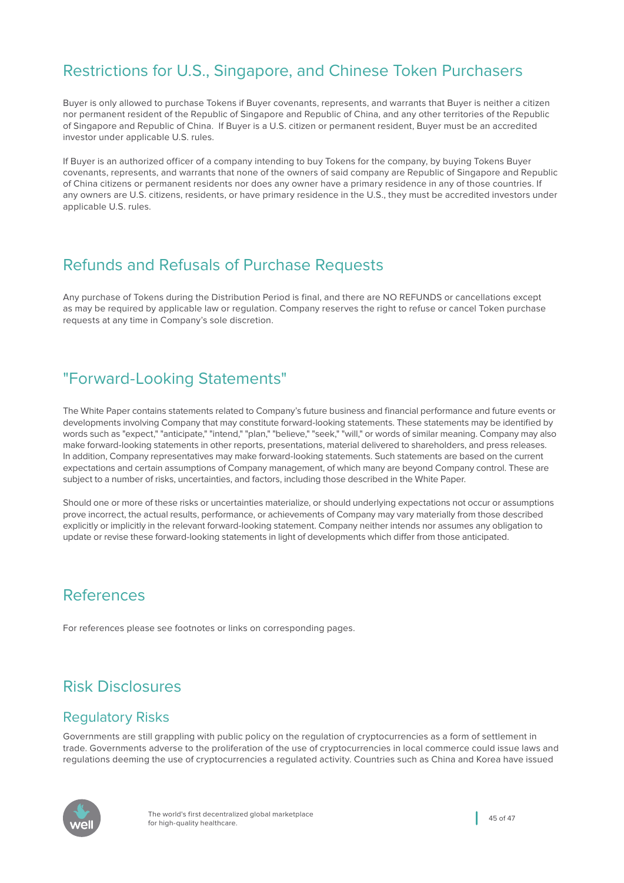## Restrictions for U.S., Singapore, and Chinese Token Purchasers

Buyer is only allowed to purchase Tokens if Buyer covenants, represents, and warrants that Buyer is neither a citizen nor permanent resident of the Republic of Singapore and Republic of China, and any other territories of the Republic of Singapore and Republic of China. If Buyer is a U.S. citizen or permanent resident, Buyer must be an accredited investor under applicable U.S. rules.

If Buyer is an authorized officer of a company intending to buy Tokens for the company, by buying Tokens Buyer covenants, represents, and warrants that none of the owners of said company are Republic of Singapore and Republic of China citizens or permanent residents nor does any owner have a primary residence in any of those countries. If any owners are U.S. citizens, residents, or have primary residence in the U.S., they must be accredited investors under applicable U.S. rules.

## Refunds and Refusals of Purchase Requests

Any purchase of Tokens during the Distribution Period is final, and there are NO REFUNDS or cancellations except as may be required by applicable law or regulation. Company reserves the right to refuse or cancel Token purchase requests at any time in Company's sole discretion.

## "Forward-Looking Statements"

The White Paper contains statements related to Company's future business and financial performance and future events or developments involving Company that may constitute forward-looking statements. These statements may be identified by words such as "expect," "anticipate," "intend," "plan," "believe," "seek," "will," or words of similar meaning. Company may also make forward-looking statements in other reports, presentations, material delivered to shareholders, and press releases. In addition, Company representatives may make forward-looking statements. Such statements are based on the current expectations and certain assumptions of Company management, of which many are beyond Company control. These are subject to a number of risks, uncertainties, and factors, including those described in the White Paper.

Should one or more of these risks or uncertainties materialize, or should underlying expectations not occur or assumptions prove incorrect, the actual results, performance, or achievements of Company may vary materially from those described explicitly or implicitly in the relevant forward-looking statement. Company neither intends nor assumes any obligation to update or revise these forward-looking statements in light of developments which differ from those anticipated.

## References

For references please see footnotes or links on corresponding pages.

## Risk Disclosures

### Regulatory Risks

Governments are still grappling with public policy on the regulation of cryptocurrencies as a form of settlement in trade. Governments adverse to the proliferation of the use of cryptocurrencies in local commerce could issue laws and regulations deeming the use of cryptocurrencies a regulated activity. Countries such as China and Korea have issued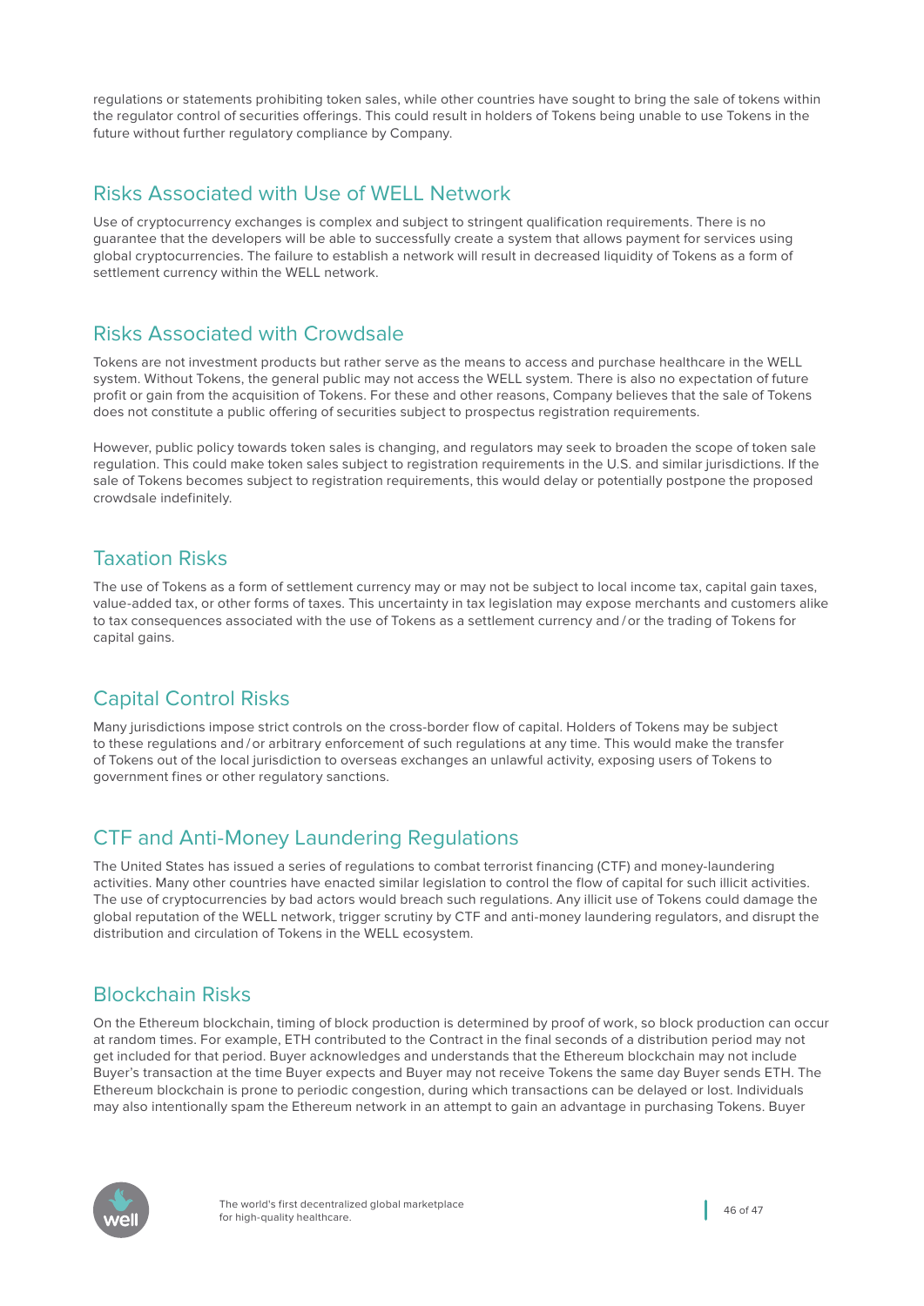regulations or statements prohibiting token sales, while other countries have sought to bring the sale of tokens within the regulator control of securities offerings. This could result in holders of Tokens being unable to use Tokens in the future without further regulatory compliance by Company.

## Risks Associated with Use of WELL Network

Use of cryptocurrency exchanges is complex and subject to stringent qualification requirements. There is no guarantee that the developers will be able to successfully create a system that allows payment for services using global cryptocurrencies. The failure to establish a network will result in decreased liquidity of Tokens as a form of settlement currency within the WELL network.

## Risks Associated with Crowdsale

Tokens are not investment products but rather serve as the means to access and purchase healthcare in the WELL system. Without Tokens, the general public may not access the WELL system. There is also no expectation of future profit or gain from the acquisition of Tokens. For these and other reasons, Company believes that the sale of Tokens does not constitute a public offering of securities subject to prospectus registration requirements.

However, public policy towards token sales is changing, and regulators may seek to broaden the scope of token sale regulation. This could make token sales subject to registration requirements in the U.S. and similar jurisdictions. If the sale of Tokens becomes subject to registration requirements, this would delay or potentially postpone the proposed crowdsale indefinitely.

## Taxation Risks

The use of Tokens as a form of settlement currency may or may not be subject to local income tax, capital gain taxes, value-added tax, or other forms of taxes. This uncertainty in tax legislation may expose merchants and customers alike to tax consequences associated with the use of Tokens as a settlement currency and / or the trading of Tokens for capital gains.

## Capital Control Risks

Many jurisdictions impose strict controls on the cross-border flow of capital. Holders of Tokens may be subject to these regulations and / or arbitrary enforcement of such regulations at any time. This would make the transfer of Tokens out of the local jurisdiction to overseas exchanges an unlawful activity, exposing users of Tokens to government fines or other regulatory sanctions.

## CTF and Anti-Money Laundering Regulations

The United States has issued a series of regulations to combat terrorist financing (CTF) and money-laundering activities. Many other countries have enacted similar legislation to control the flow of capital for such illicit activities. The use of cryptocurrencies by bad actors would breach such regulations. Any illicit use of Tokens could damage the global reputation of the WELL network, trigger scrutiny by CTF and anti-money laundering regulators, and disrupt the distribution and circulation of Tokens in the WELL ecosystem.

## Blockchain Risks

On the Ethereum blockchain, timing of block production is determined by proof of work, so block production can occur at random times. For example, ETH contributed to the Contract in the final seconds of a distribution period may not get included for that period. Buyer acknowledges and understands that the Ethereum blockchain may not include Buyer's transaction at the time Buyer expects and Buyer may not receive Tokens the same day Buyer sends ETH. The Ethereum blockchain is prone to periodic congestion, during which transactions can be delayed or lost. Individuals may also intentionally spam the Ethereum network in an attempt to gain an advantage in purchasing Tokens. Buyer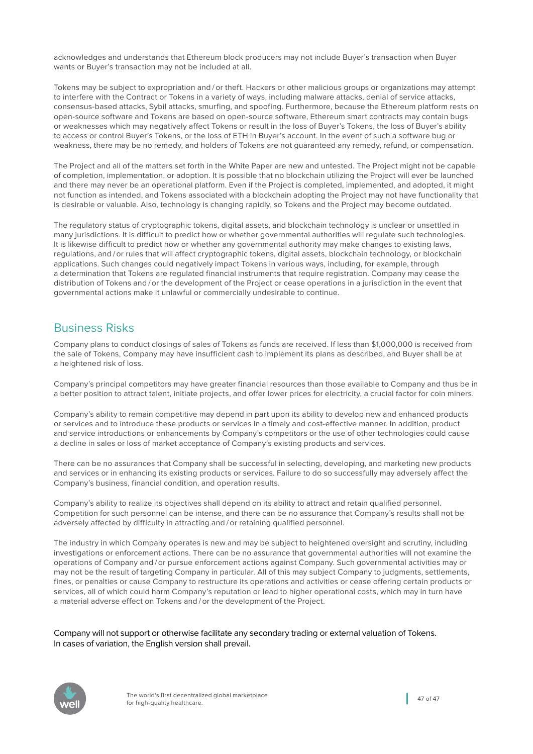acknowledges and understands that Ethereum block producers may not include Buyer's transaction when Buyer wants or Buyer's transaction may not be included at all.

Tokens may be subject to expropriation and / or theft. Hackers or other malicious groups or organizations may attempt to interfere with the Contract or Tokens in a variety of ways, including malware attacks, denial of service attacks, consensus-based attacks, Sybil attacks, smurfing, and spoofing. Furthermore, because the Ethereum platform rests on open-source software and Tokens are based on open-source software, Ethereum smart contracts may contain bugs or weaknesses which may negatively affect Tokens or result in the loss of Buyer's Tokens, the loss of Buyer's ability to access or control Buyer's Tokens, or the loss of ETH in Buyer's account. In the event of such a software bug or weakness, there may be no remedy, and holders of Tokens are not guaranteed any remedy, refund, or compensation.

The Project and all of the matters set forth in the White Paper are new and untested. The Project might not be capable of completion, implementation, or adoption. It is possible that no blockchain utilizing the Project will ever be launched and there may never be an operational platform. Even if the Project is completed, implemented, and adopted, it might not function as intended, and Tokens associated with a blockchain adopting the Project may not have functionality that is desirable or valuable. Also, technology is changing rapidly, so Tokens and the Project may become outdated.

The regulatory status of cryptographic tokens, digital assets, and blockchain technology is unclear or unsettled in many jurisdictions. It is difficult to predict how or whether governmental authorities will regulate such technologies. It is likewise difficult to predict how or whether any governmental authority may make changes to existing laws, regulations, and / or rules that will affect cryptographic tokens, digital assets, blockchain technology, or blockchain applications. Such changes could negatively impact Tokens in various ways, including, for example, through a determination that Tokens are regulated financial instruments that require registration. Company may cease the distribution of Tokens and / or the development of the Project or cease operations in a jurisdiction in the event that governmental actions make it unlawful or commercially undesirable to continue.

## Business Risks

Company plans to conduct closings of sales of Tokens as funds are received. If less than $1,000,000 is received from the sale of Tokens, Company may have insufficient cash to implement its plans as described, and Buyer shall be at a heightened risk of loss.

Company's principal competitors may have greater financial resources than those available to Company and thus be in a better position to attract talent, initiate projects, and offer lower prices for electricity, a crucial factor for coin miners.

Company's ability to remain competitive may depend in part upon its ability to develop new and enhanced products or services and to introduce these products or services in a timely and cost-effective manner. In addition, product and service introductions or enhancements by Company's competitors or the use of other technologies could cause a decline in sales or loss of market acceptance of Company's existing products and services.

There can be no assurances that Company shall be successful in selecting, developing, and marketing new products and services or in enhancing its existing products or services. Failure to do so successfully may adversely affect the Company's business, financial condition, and operation results.

Company's ability to realize its objectives shall depend on its ability to attract and retain qualified personnel. Competition for such personnel can be intense, and there can be no assurance that Company's results shall not be adversely affected by difficulty in attracting and / or retaining qualified personnel.

The industry in which Company operates is new and may be subject to heightened oversight and scrutiny, including investigations or enforcement actions. There can be no assurance that governmental authorities will not examine the operations of Company and / or pursue enforcement actions against Company. Such governmental activities may or may not be the result of targeting Company in particular. All of this may subject Company to judgments, settlements, fines, or penalties or cause Company to restructure its operations and activities or cease offering certain products or services, all of which could harm Company's reputation or lead to higher operational costs, which may in turn have a material adverse effect on Tokens and / or the development of the Project.

Company will not support or otherwise facilitate any secondary trading or external valuation of Tokens.
In cases of variation, the English version shall prevail.